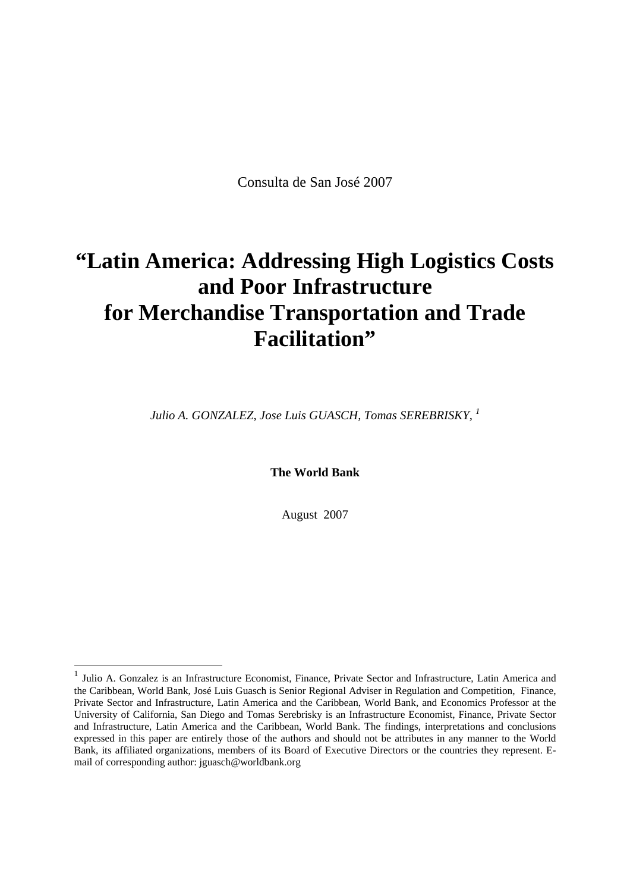Consulta de San José 2007

# "Latin America: Addressing High Logistics Costs and Poor Infrastructure for Merchandise Transportation and Trade Facilitation"

*Julio A. GONZALEZ, Jose Luis GUASCH, Tomas SEREBRISKY,* [1]

**The World Bank**

August 2007

---

[1] Julio A. Gonzalez is an Infrastructure Economist, Finance, Private Sector and Infrastructure, Latin America and the Caribbean, World Bank, José Luis Guasch is Senior Regional Adviser in Regulation and Competition, Finance, Private Sector and Infrastructure, Latin America and the Caribbean, World Bank, and Economics Professor at the University of California, San Diego and Tomas Serebrisky is an Infrastructure Economist, Finance, Private Sector and Infrastructure, Latin America and the Caribbean, World Bank. The findings, interpretations and conclusions expressed in this paper are entirely those of the authors and should not be attributes in any manner to the World Bank, its affiliated organizations, members of its Board of Executive Directors or the countries they represent. E-mail of corresponding author: jguasch@worldbank.org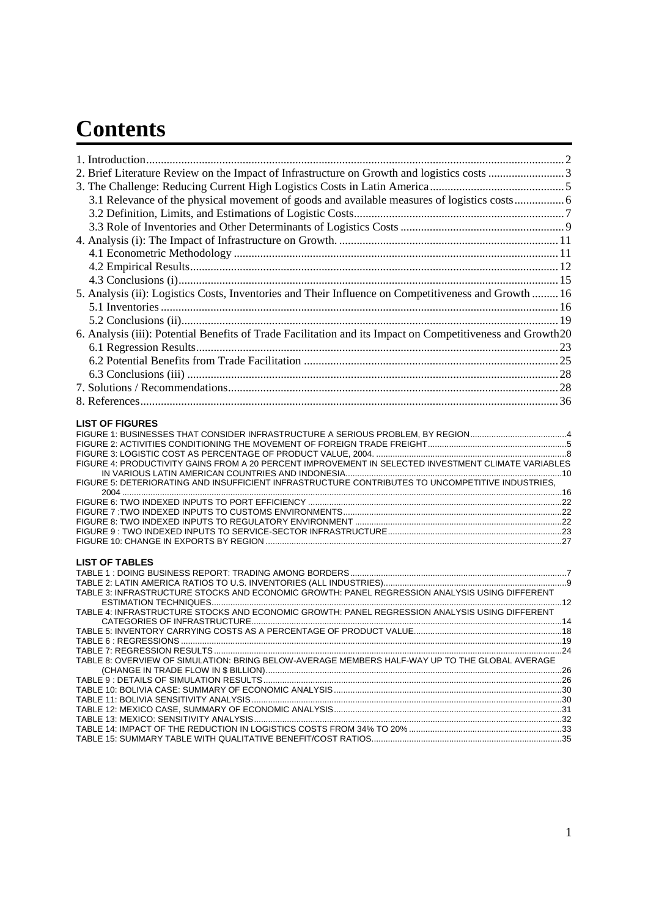# Contents

1. Introduction....2
2. Brief Literature Review on the Impact of Infrastructure on Growth and logistics costs....3
3. The Challenge: Reducing Current High Logistics Costs in Latin America....5
   - 3.1 Relevance of the physical movement of goods and available measures of logistics costs....6
   - 3.2 Definition, Limits, and Estimations of Logistic Costs....7
   - 3.3 Role of Inventories and Other Determinants of Logistics Costs....9
4. Analysis (i): The Impact of Infrastructure on Growth....11
   - 4.1 Econometric Methodology....11
   - 4.2 Empirical Results....12
   - 4.3 Conclusions (i)....15
5. Analysis (ii): Logistics Costs, Inventories and Their Influence on Competitiveness and Growth....16
   - 5.1 Inventories....16
   - 5.2 Conclusions (ii)....19
6. Analysis (iii): Potential Benefits of Trade Facilitation and its Impact on Competitiveness and Growth....20
   - 6.1 Regression Results....23
   - 6.2 Potential Benefits from Trade Facilitation....25
   - 6.3 Conclusions (iii)....28
7. Solutions / Recommendations....28
8. References....36

**LIST OF FIGURES**

FIGURE 1: BUSINESSES THAT CONSIDER INFRASTRUCTURE A SERIOUS PROBLEM, BY REGION....4
FIGURE 2: ACTIVITIES CONDITIONING THE MOVEMENT OF FOREIGN TRADE FREIGHT....5
FIGURE 3: LOGISTIC COST AS PERCENTAGE OF PRODUCT VALUE, 2004....8
FIGURE 4: PRODUCTIVITY GAINS FROM A 20 PERCENT IMPROVEMENT IN SELECTED INVESTMENT CLIMATE VARIABLES IN VARIOUS LATIN AMERICAN COUNTRIES AND INDONESIA....10
FIGURE 5: DETERIORATING AND INSUFFICIENT INFRASTRUCTURE CONTRIBUTES TO UNCOMPETITIVE INDUSTRIES, 2004....16
FIGURE 6: TWO INDEXED INPUTS TO PORT EFFICIENCY....22
FIGURE 7 :TWO INDEXED INPUTS TO CUSTOMS ENVIRONMENTS....22
FIGURE 8: TWO INDEXED INPUTS TO REGULATORY ENVIRONMENT....22
FIGURE 9 : TWO INDEXED INPUTS TO SERVICE-SECTOR INFRASTRUCTURE....23
FIGURE 10: CHANGE IN EXPORTS BY REGION....27

**LIST OF TABLES**

TABLE 1 : DOING BUSINESS REPORT: TRADING AMONG BORDERS....7
TABLE 2: LATIN AMERICA RATIOS TO U.S. INVENTORIES (ALL INDUSTRIES)....9
TABLE 3: INFRASTRUCTURE STOCKS AND ECONOMIC GROWTH: PANEL REGRESSION ANALYSIS USING DIFFERENT ESTIMATION TECHNIQUES....12
TABLE 4: INFRASTRUCTURE STOCKS AND ECONOMIC GROWTH: PANEL REGRESSION ANALYSIS USING DIFFERENT CATEGORIES OF INFRASTRUCTURE....14
TABLE 5: INVENTORY CARRYING COSTS AS A PERCENTAGE OF PRODUCT VALUE....18
TABLE 6 : REGRESSIONS....19
TABLE 7: REGRESSION RESULTS....24
TABLE 8: OVERVIEW OF SIMULATION: BRING BELOW-AVERAGE MEMBERS HALF-WAY UP TO THE GLOBAL AVERAGE (CHANGE IN TRADE FLOW IN $ BILLION)....26
TABLE 9 : DETAILS OF SIMULATION RESULTS....26
TABLE 10: BOLIVIA CASE: SUMMARY OF ECONOMIC ANALYSIS....30
TABLE 11: BOLIVIA SENSITIVITY ANALYSIS....30
TABLE 12: MEXICO CASE, SUMMARY OF ECONOMIC ANALYSIS....31
TABLE 13: MEXICO: SENSITIVITY ANALYSIS....32
TABLE 14: IMPACT OF THE REDUCTION IN LOGISTICS COSTS FROM 34% TO 20%....33
TABLE 15: SUMMARY TABLE WITH QUALITATIVE BENEFIT/COST RATIOS....35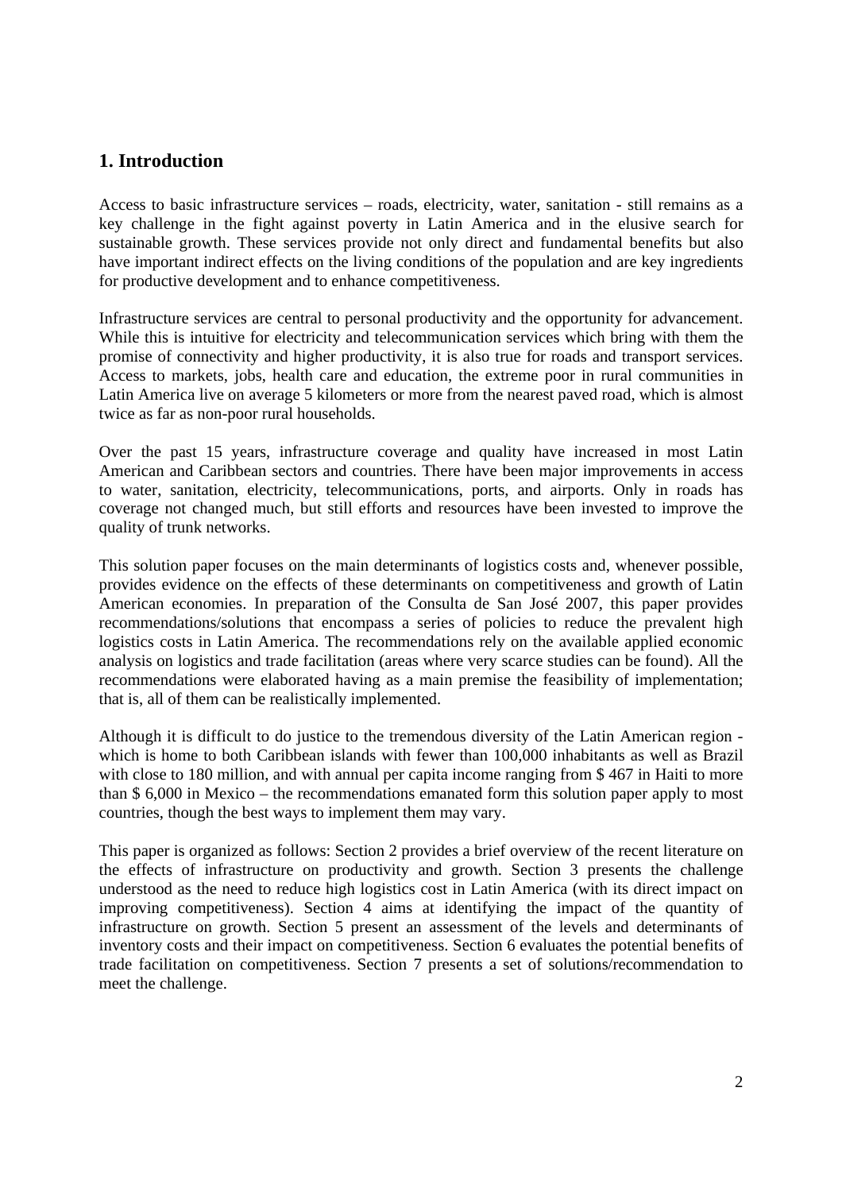## 1. Introduction

Access to basic infrastructure services – roads, electricity, water, sanitation - still remains as a key challenge in the fight against poverty in Latin America and in the elusive search for sustainable growth. These services provide not only direct and fundamental benefits but also have important indirect effects on the living conditions of the population and are key ingredients for productive development and to enhance competitiveness.

Infrastructure services are central to personal productivity and the opportunity for advancement. While this is intuitive for electricity and telecommunication services which bring with them the promise of connectivity and higher productivity, it is also true for roads and transport services. Access to markets, jobs, health care and education, the extreme poor in rural communities in Latin America live on average 5 kilometers or more from the nearest paved road, which is almost twice as far as non-poor rural households.

Over the past 15 years, infrastructure coverage and quality have increased in most Latin American and Caribbean sectors and countries. There have been major improvements in access to water, sanitation, electricity, telecommunications, ports, and airports. Only in roads has coverage not changed much, but still efforts and resources have been invested to improve the quality of trunk networks.

This solution paper focuses on the main determinants of logistics costs and, whenever possible, provides evidence on the effects of these determinants on competitiveness and growth of Latin American economies. In preparation of the Consulta de San José 2007, this paper provides recommendations/solutions that encompass a series of policies to reduce the prevalent high logistics costs in Latin America. The recommendations rely on the available applied economic analysis on logistics and trade facilitation (areas where very scarce studies can be found). All the recommendations were elaborated having as a main premise the feasibility of implementation; that is, all of them can be realistically implemented.

Although it is difficult to do justice to the tremendous diversity of the Latin American region - which is home to both Caribbean islands with fewer than 100,000 inhabitants as well as Brazil with close to 180 million, and with annual per capita income ranging from $ 467 in Haiti to more than $ 6,000 in Mexico – the recommendations emanated form this solution paper apply to most countries, though the best ways to implement them may vary.

This paper is organized as follows: Section 2 provides a brief overview of the recent literature on the effects of infrastructure on productivity and growth. Section 3 presents the challenge understood as the need to reduce high logistics cost in Latin America (with its direct impact on improving competitiveness). Section 4 aims at identifying the impact of the quantity of infrastructure on growth. Section 5 present an assessment of the levels and determinants of inventory costs and their impact on competitiveness. Section 6 evaluates the potential benefits of trade facilitation on competitiveness. Section 7 presents a set of solutions/recommendation to meet the challenge.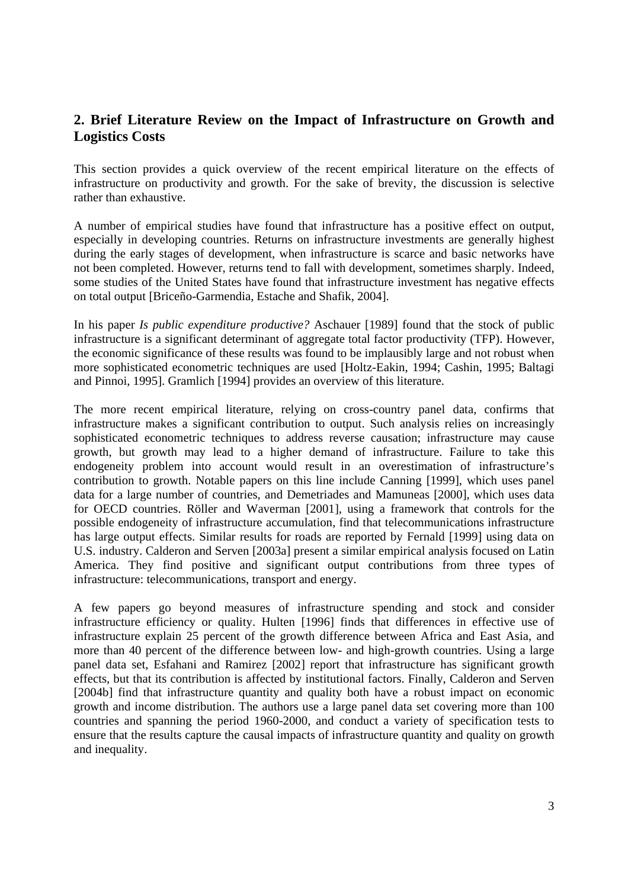## 2. Brief Literature Review on the Impact of Infrastructure on Growth and Logistics Costs

This section provides a quick overview of the recent empirical literature on the effects of infrastructure on productivity and growth. For the sake of brevity, the discussion is selective rather than exhaustive.

A number of empirical studies have found that infrastructure has a positive effect on output, especially in developing countries. Returns on infrastructure investments are generally highest during the early stages of development, when infrastructure is scarce and basic networks have not been completed. However, returns tend to fall with development, sometimes sharply. Indeed, some studies of the United States have found that infrastructure investment has negative effects on total output [Briceño-Garmendia, Estache and Shafik, 2004].

In his paper *Is public expenditure productive?* Aschauer [1989] found that the stock of public infrastructure is a significant determinant of aggregate total factor productivity (TFP). However, the economic significance of these results was found to be implausibly large and not robust when more sophisticated econometric techniques are used [Holtz-Eakin, 1994; Cashin, 1995; Baltagi and Pinnoi, 1995]. Gramlich [1994] provides an overview of this literature.

The more recent empirical literature, relying on cross-country panel data, confirms that infrastructure makes a significant contribution to output. Such analysis relies on increasingly sophisticated econometric techniques to address reverse causation; infrastructure may cause growth, but growth may lead to a higher demand of infrastructure. Failure to take this endogeneity problem into account would result in an overestimation of infrastructure's contribution to growth. Notable papers on this line include Canning [1999], which uses panel data for a large number of countries, and Demetriades and Mamuneas [2000], which uses data for OECD countries. Röller and Waverman [2001], using a framework that controls for the possible endogeneity of infrastructure accumulation, find that telecommunications infrastructure has large output effects. Similar results for roads are reported by Fernald [1999] using data on U.S. industry. Calderon and Serven [2003a] present a similar empirical analysis focused on Latin America. They find positive and significant output contributions from three types of infrastructure: telecommunications, transport and energy.

A few papers go beyond measures of infrastructure spending and stock and consider infrastructure efficiency or quality. Hulten [1996] finds that differences in effective use of infrastructure explain 25 percent of the growth difference between Africa and East Asia, and more than 40 percent of the difference between low- and high-growth countries. Using a large panel data set, Esfahani and Ramirez [2002] report that infrastructure has significant growth effects, but that its contribution is affected by institutional factors. Finally, Calderon and Serven [2004b] find that infrastructure quantity and quality both have a robust impact on economic growth and income distribution. The authors use a large panel data set covering more than 100 countries and spanning the period 1960-2000, and conduct a variety of specification tests to ensure that the results capture the causal impacts of infrastructure quantity and quality on growth and inequality.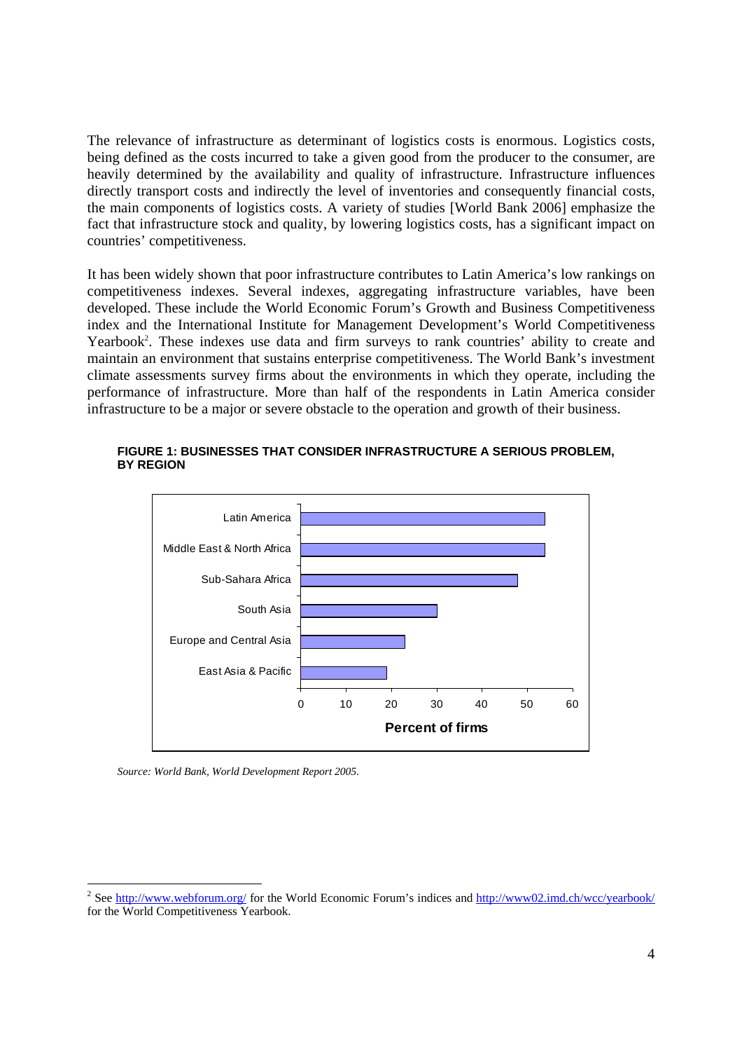The relevance of infrastructure as determinant of logistics costs is enormous. Logistics costs, being defined as the costs incurred to take a given good from the producer to the consumer, are heavily determined by the availability and quality of infrastructure. Infrastructure influences directly transport costs and indirectly the level of inventories and consequently financial costs, the main components of logistics costs. A variety of studies [World Bank 2006] emphasize the fact that infrastructure stock and quality, by lowering logistics costs, has a significant impact on countries' competitiveness.

It has been widely shown that poor infrastructure contributes to Latin America's low rankings on competitiveness indexes. Several indexes, aggregating infrastructure variables, have been developed. These include the World Economic Forum's Growth and Business Competitiveness index and the International Institute for Management Development's World Competitiveness Yearbook[2]. These indexes use data and firm surveys to rank countries' ability to create and maintain an environment that sustains enterprise competitiveness. The World Bank's investment climate assessments survey firms about the environments in which they operate, including the performance of infrastructure. More than half of the respondents in Latin America consider infrastructure to be a major or severe obstacle to the operation and growth of their business.

**FIGURE 1: BUSINESSES THAT CONSIDER INFRASTRUCTURE A SERIOUS PROBLEM, BY REGION**

*Source: World Bank, World Development Report 2005.*

---

[2] See http://www.webforum.org/ for the World Economic Forum's indices and http://www02.imd.ch/wcc/yearbook/ for the World Competitiveness Yearbook.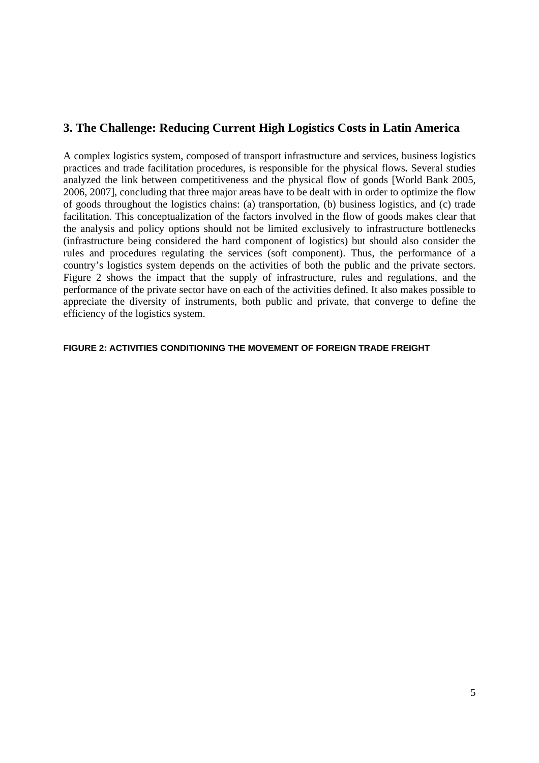## 3. The Challenge: Reducing Current High Logistics Costs in Latin America

A complex logistics system, composed of transport infrastructure and services, business logistics practices and trade facilitation procedures, is responsible for the physical flows**.** Several studies analyzed the link between competitiveness and the physical flow of goods [World Bank 2005, 2006, 2007], concluding that three major areas have to be dealt with in order to optimize the flow of goods throughout the logistics chains: (a) transportation, (b) business logistics, and (c) trade facilitation. This conceptualization of the factors involved in the flow of goods makes clear that the analysis and policy options should not be limited exclusively to infrastructure bottlenecks (infrastructure being considered the hard component of logistics) but should also consider the rules and procedures regulating the services (soft component). Thus, the performance of a country's logistics system depends on the activities of both the public and the private sectors. Figure 2 shows the impact that the supply of infrastructure, rules and regulations, and the performance of the private sector have on each of the activities defined. It also makes possible to appreciate the diversity of instruments, both public and private, that converge to define the efficiency of the logistics system.

**FIGURE 2: ACTIVITIES CONDITIONING THE MOVEMENT OF FOREIGN TRADE FREIGHT**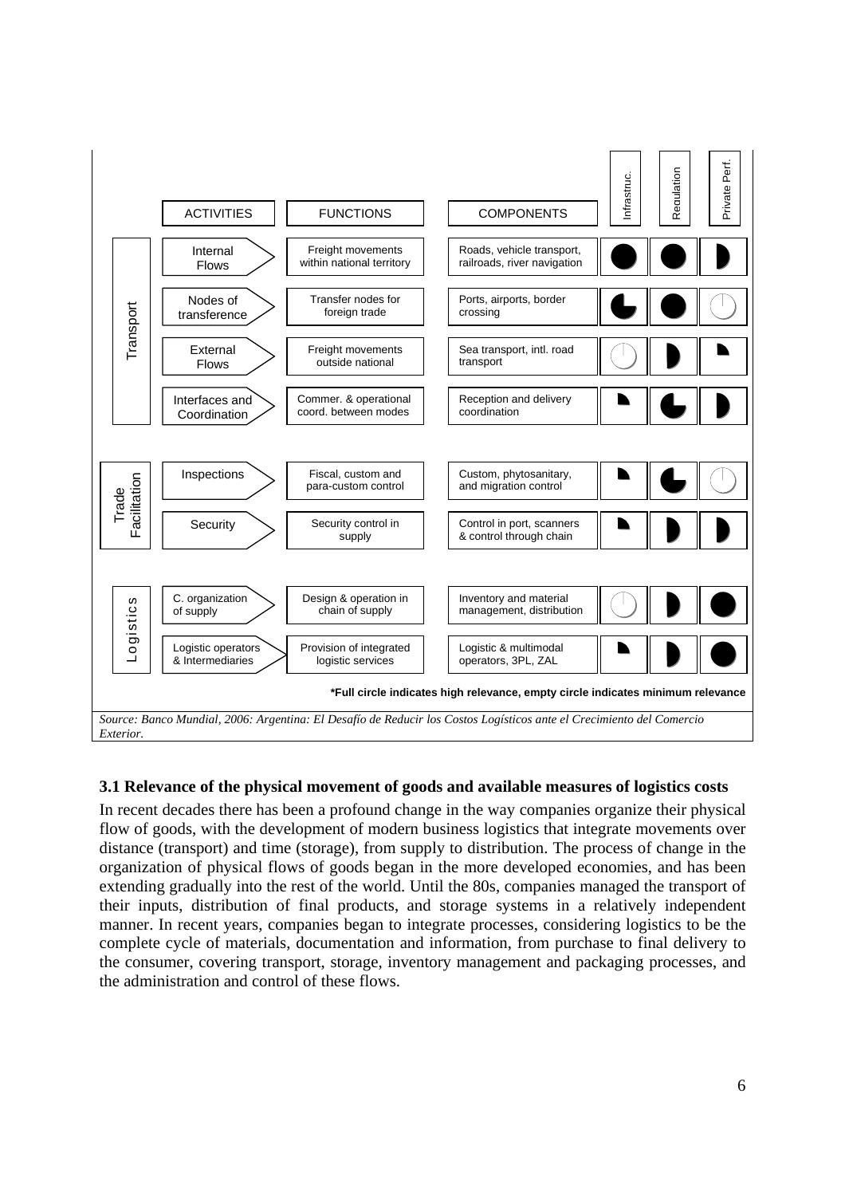| | ACTIVITIES | FUNCTIONS | COMPONENTS | Infrastruc. | Regulation | Private Perf. |
|---|---|---|---|---|---|---|
| Transport | Internal Flows | Freight movements within national territory | Roads, vehicle transport, railroads, river navigation | ● | ● | ◑ |
| | Nodes of transference | Transfer nodes for foreign trade | Ports, airports, border crossing | ◕ | ● | ○ |
| | External Flows | Freight movements outside national | Sea transport, intl. road transport | ○ | ◑ | ◔ |
| | Interfaces and Coordination | Commer. & operational coord. between modes | Reception and delivery coordination | ◔ | ◕ | ◑ |
| Trade Facilitation | Inspections | Fiscal, custom and para-custom control | Custom, phytosanitary, and migration control | ◔ | ◕ | ○ |
| | Security | Security control in supply | Control in port, scanners & control through chain | ◔ | ◑ | ◑ |
| Logistics | C. organization of supply | Design & operation in chain of supply | Inventory and material management, distribution | ○ | ◑ | ● |
| | Logistic operators & Intermediaries | Provision of integrated logistic services | Logistic & multimodal operators, 3PL, ZAL | ◔ | ◑ | ● |

**\*Full circle indicates high relevance, empty circle indicates minimum relevance**

*Source: Banco Mundial, 2006: Argentina: El Desafío de Reducir los Costos Logísticos ante el Crecimiento del Comercio Exterior.*

### 3.1 Relevance of the physical movement of goods and available measures of logistics costs

In recent decades there has been a profound change in the way companies organize their physical flow of goods, with the development of modern business logistics that integrate movements over distance (transport) and time (storage), from supply to distribution. The process of change in the organization of physical flows of goods began in the more developed economies, and has been extending gradually into the rest of the world. Until the 80s, companies managed the transport of their inputs, distribution of final products, and storage systems in a relatively independent manner. In recent years, companies began to integrate processes, considering logistics to be the complete cycle of materials, documentation and information, from purchase to final delivery to the consumer, covering transport, storage, inventory management and packaging processes, and the administration and control of these flows.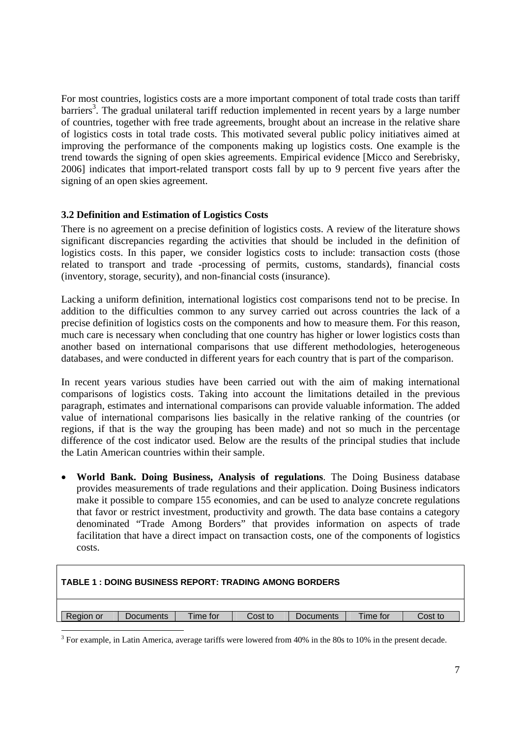For most countries, logistics costs are a more important component of total trade costs than tariff barriers[3]. The gradual unilateral tariff reduction implemented in recent years by a large number of countries, together with free trade agreements, brought about an increase in the relative share of logistics costs in total trade costs. This motivated several public policy initiatives aimed at improving the performance of the components making up logistics costs. One example is the trend towards the signing of open skies agreements. Empirical evidence [Micco and Serebrisky, 2006] indicates that import-related transport costs fall by up to 9 percent five years after the signing of an open skies agreement.

### 3.2 Definition and Estimation of Logistics Costs

There is no agreement on a precise definition of logistics costs. A review of the literature shows significant discrepancies regarding the activities that should be included in the definition of logistics costs. In this paper, we consider logistics costs to include: transaction costs (those related to transport and trade -processing of permits, customs, standards), financial costs (inventory, storage, security), and non-financial costs (insurance).

Lacking a uniform definition, international logistics cost comparisons tend not to be precise. In addition to the difficulties common to any survey carried out across countries the lack of a precise definition of logistics costs on the components and how to measure them. For this reason, much care is necessary when concluding that one country has higher or lower logistics costs than another based on international comparisons that use different methodologies, heterogeneous databases, and were conducted in different years for each country that is part of the comparison.

In recent years various studies have been carried out with the aim of making international comparisons of logistics costs. Taking into account the limitations detailed in the previous paragraph, estimates and international comparisons can provide valuable information. The added value of international comparisons lies basically in the relative ranking of the countries (or regions, if that is the way the grouping has been made) and not so much in the percentage difference of the cost indicator used. Below are the results of the principal studies that include the Latin American countries within their sample.

- **World Bank. Doing Business, Analysis of regulations**. The Doing Business database provides measurements of trade regulations and their application. Doing Business indicators make it possible to compare 155 economies, and can be used to analyze concrete regulations that favor or restrict investment, productivity and growth. The data base contains a category denominated "Trade Among Borders" that provides information on aspects of trade facilitation that have a direct impact on transaction costs, one of the components of logistics costs.

**TABLE 1 : DOING BUSINESS REPORT: TRADING AMONG BORDERS**

| Region or | Documents | Time for | Cost to | Documents | Time for | Cost to |
|---|---|---|---|---|---|---|

[3] For example, in Latin America, average tariffs were lowered from 40% in the 80s to 10% in the present decade.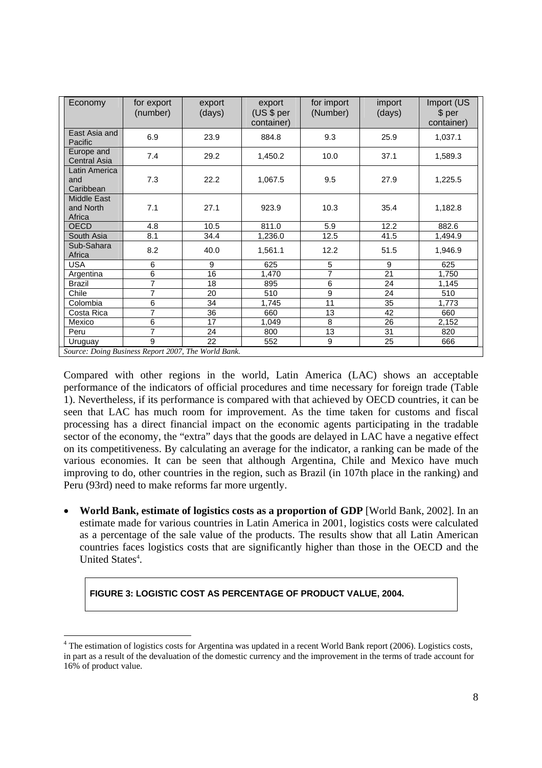| Economy | for export (number) | export (days) | export (US $ per container) | for import (Number) | import (days) | Import (US $ per container) |
|---|---|---|---|---|---|---|
| East Asia and Pacific | 6.9 | 23.9 | 884.8 | 9.3 | 25.9 | 1,037.1 |
| Europe and Central Asia | 7.4 | 29.2 | 1,450.2 | 10.0 | 37.1 | 1,589.3 |
| Latin America and Caribbean | 7.3 | 22.2 | 1,067.5 | 9.5 | 27.9 | 1,225.5 |
| Middle East and North Africa | 7.1 | 27.1 | 923.9 | 10.3 | 35.4 | 1,182.8 |
| OECD | 4.8 | 10.5 | 811.0 | 5.9 | 12.2 | 882.6 |
| South Asia | 8.1 | 34.4 | 1,236.0 | 12.5 | 41.5 | 1,494.9 |
| Sub-Sahara Africa | 8.2 | 40.0 | 1,561.1 | 12.2 | 51.5 | 1,946.9 |
| USA | 6 | 9 | 625 | 5 | 9 | 625 |
| Argentina | 6 | 16 | 1,470 | 7 | 21 | 1,750 |
| Brazil | 7 | 18 | 895 | 6 | 24 | 1,145 |
| Chile | 7 | 20 | 510 | 9 | 24 | 510 |
| Colombia | 6 | 34 | 1,745 | 11 | 35 | 1,773 |
| Costa Rica | 7 | 36 | 660 | 13 | 42 | 660 |
| Mexico | 6 | 17 | 1,049 | 8 | 26 | 2,152 |
| Peru | 7 | 24 | 800 | 13 | 31 | 820 |
| Uruguay | 9 | 22 | 552 | 9 | 25 | 666 |

*Source: Doing Business Report 2007, The World Bank.*

Compared with other regions in the world, Latin America (LAC) shows an acceptable performance of the indicators of official procedures and time necessary for foreign trade (Table 1). Nevertheless, if its performance is compared with that achieved by OECD countries, it can be seen that LAC has much room for improvement. As the time taken for customs and fiscal processing has a direct financial impact on the economic agents participating in the tradable sector of the economy, the "extra" days that the goods are delayed in LAC have a negative effect on its competitiveness. By calculating an average for the indicator, a ranking can be made of the various economies. It can be seen that although Argentina, Chile and Mexico have much improving to do, other countries in the region, such as Brazil (in 107th place in the ranking) and Peru (93rd) need to make reforms far more urgently.

- **World Bank, estimate of logistics costs as a proportion of GDP** [World Bank, 2002]. In an estimate made for various countries in Latin America in 2001, logistics costs were calculated as a percentage of the sale value of the products. The results show that all Latin American countries faces logistics costs that are significantly higher than those in the OECD and the United States[4].

**FIGURE 3: LOGISTIC COST AS PERCENTAGE OF PRODUCT VALUE, 2004.**

[4] The estimation of logistics costs for Argentina was updated in a recent World Bank report (2006). Logistics costs, in part as a result of the devaluation of the domestic currency and the improvement in the terms of trade account for 16% of product value.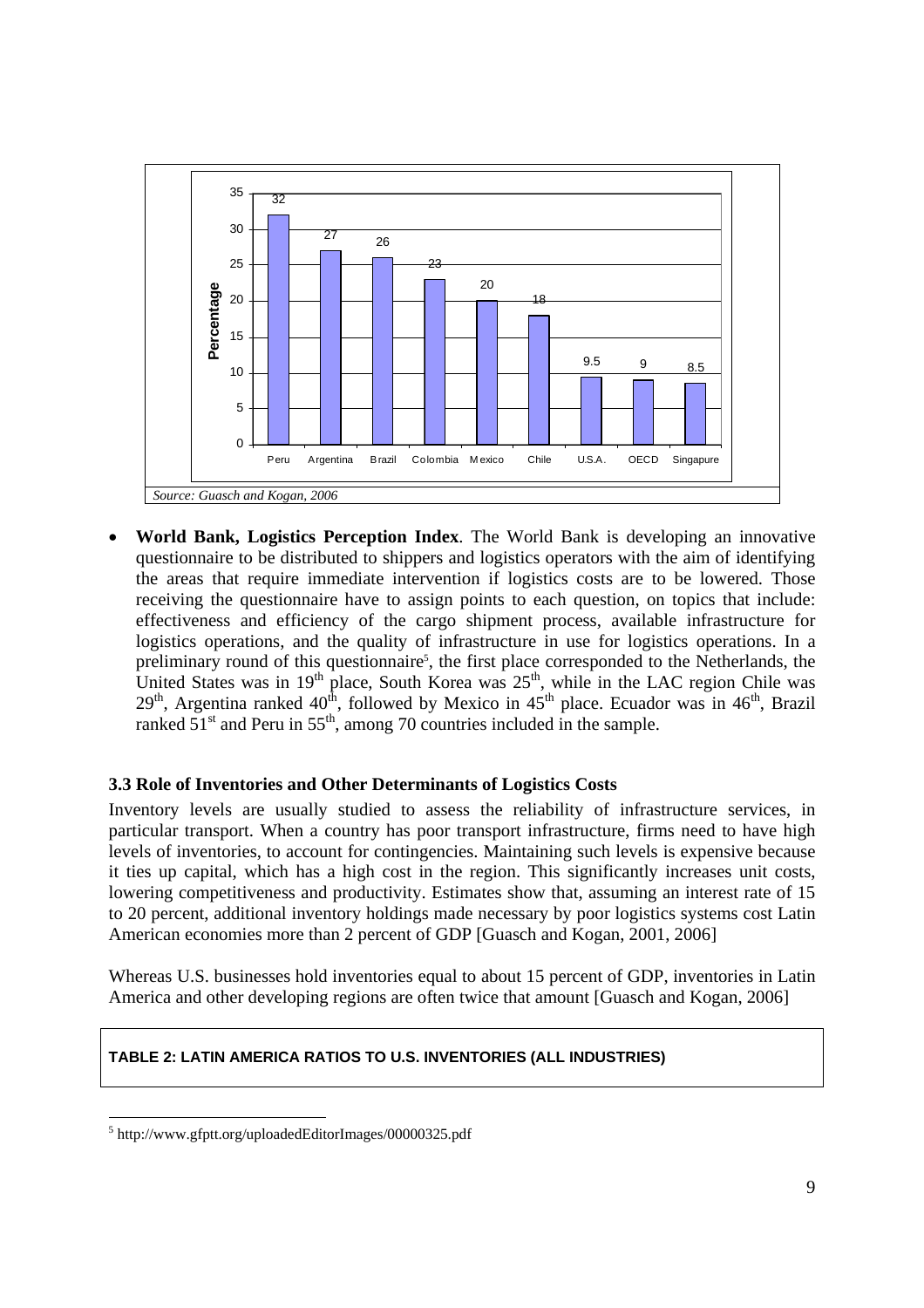| Country | Percentage |
|---|---|
| Peru | 32 |
| Argentina | 27 |
| Brazil | 26 |
| Colombia | 23 |
| Mexico | 20 |
| Chile | 18 |
| U.S.A. | 9.5 |
| OECD | 9 |
| Singapure | 8.5 |

*Source: Guasch and Kogan, 2006*

- **World Bank, Logistics Perception Index**. The World Bank is developing an innovative questionnaire to be distributed to shippers and logistics operators with the aim of identifying the areas that require immediate intervention if logistics costs are to be lowered. Those receiving the questionnaire have to assign points to each question, on topics that include: effectiveness and efficiency of the cargo shipment process, available infrastructure for logistics operations, and the quality of infrastructure in use for logistics operations. In a preliminary round of this questionnaire[5], the first place corresponded to the Netherlands, the United States was in 19th place, South Korea was 25th, while in the LAC region Chile was 29th, Argentina ranked 40th, followed by Mexico in 45th place. Ecuador was in 46th, Brazil ranked 51st and Peru in 55th, among 70 countries included in the sample.

### 3.3 Role of Inventories and Other Determinants of Logistics Costs

Inventory levels are usually studied to assess the reliability of infrastructure services, in particular transport. When a country has poor transport infrastructure, firms need to have high levels of inventories, to account for contingencies. Maintaining such levels is expensive because it ties up capital, which has a high cost in the region. This significantly increases unit costs, lowering competitiveness and productivity. Estimates show that, assuming an interest rate of 15 to 20 percent, additional inventory holdings made necessary by poor logistics systems cost Latin American economies more than 2 percent of GDP [Guasch and Kogan, 2001, 2006]

Whereas U.S. businesses hold inventories equal to about 15 percent of GDP, inventories in Latin America and other developing regions are often twice that amount [Guasch and Kogan, 2006]

**TABLE 2: LATIN AMERICA RATIOS TO U.S. INVENTORIES (ALL INDUSTRIES)**

[5] http://www.gfptt.org/uploadedEditorImages/00000325.pdf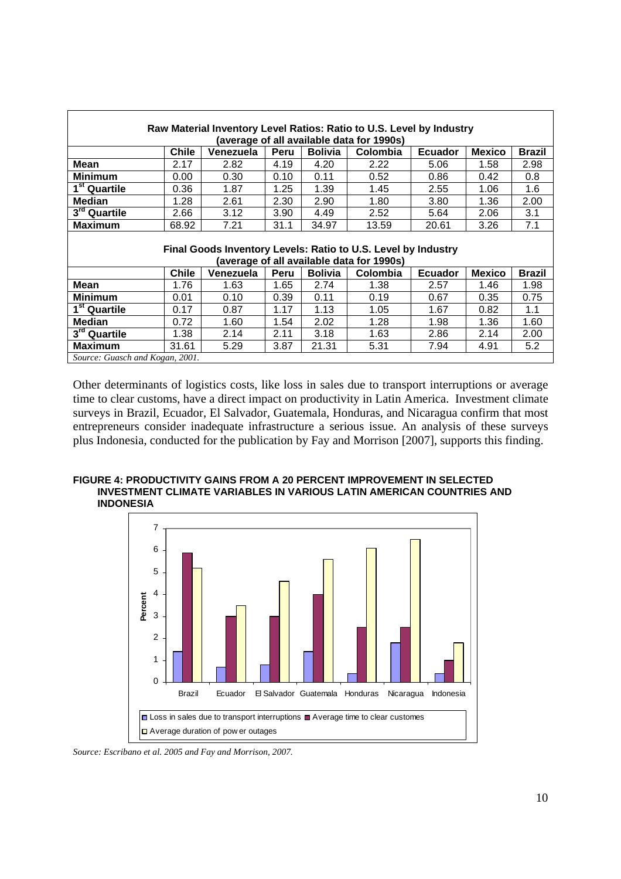| Raw Material Inventory Level Ratios: Ratio to U.S. Level by Industry (average of all available data for 1990s) | | | | | | | | |
|---|---|---|---|---|---|---|---|---|
| | **Chile** | **Venezuela** | **Peru** | **Bolivia** | **Colombia** | **Ecuador** | **Mexico** | **Brazil** |
| **Mean** | 2.17 | 2.82 | 4.19 | 4.20 | 2.22 | 5.06 | 1.58 | 2.98 |
| **Minimum** | 0.00 | 0.30 | 0.10 | 0.11 | 0.52 | 0.86 | 0.42 | 0.8 |
| **1st Quartile** | 0.36 | 1.87 | 1.25 | 1.39 | 1.45 | 2.55 | 1.06 | 1.6 |
| **Median** | 1.28 | 2.61 | 2.30 | 2.90 | 1.80 | 3.80 | 1.36 | 2.00 |
| **3rd Quartile** | 2.66 | 3.12 | 3.90 | 4.49 | 2.52 | 5.64 | 2.06 | 3.1 |
| **Maximum** | 68.92 | 7.21 | 31.1 | 34.97 | 13.59 | 20.61 | 3.26 | 7.1 |

| Final Goods Inventory Levels: Ratio to U.S. Level by Industry (average of all available data for 1990s) | | | | | | | | |
|---|---|---|---|---|---|---|---|---|
| | **Chile** | **Venezuela** | **Peru** | **Bolivia** | **Colombia** | **Ecuador** | **Mexico** | **Brazil** |
| **Mean** | 1.76 | 1.63 | 1.65 | 2.74 | 1.38 | 2.57 | 1.46 | 1.98 |
| **Minimum** | 0.01 | 0.10 | 0.39 | 0.11 | 0.19 | 0.67 | 0.35 | 0.75 |
| **1st Quartile** | 0.17 | 0.87 | 1.17 | 1.13 | 1.05 | 1.67 | 0.82 | 1.1 |
| **Median** | 0.72 | 1.60 | 1.54 | 2.02 | 1.28 | 1.98 | 1.36 | 1.60 |
| **3rd Quartile** | 1.38 | 2.14 | 2.11 | 3.18 | 1.63 | 2.86 | 2.14 | 2.00 |
| **Maximum** | 31.61 | 5.29 | 3.87 | 21.31 | 5.31 | 7.94 | 4.91 | 5.2 |

*Source: Guasch and Kogan, 2001.*

Other determinants of logistics costs, like loss in sales due to transport interruptions or average time to clear customs, have a direct impact on productivity in Latin America. Investment climate surveys in Brazil, Ecuador, El Salvador, Guatemala, Honduras, and Nicaragua confirm that most entrepreneurs consider inadequate infrastructure a serious issue. An analysis of these surveys plus Indonesia, conducted for the publication by Fay and Morrison [2007], supports this finding.

**FIGURE 4: PRODUCTIVITY GAINS FROM A 20 PERCENT IMPROVEMENT IN SELECTED INVESTMENT CLIMATE VARIABLES IN VARIOUS LATIN AMERICAN COUNTRIES AND INDONESIA**

*Source: Escribano et al. 2005 and Fay and Morrison, 2007.*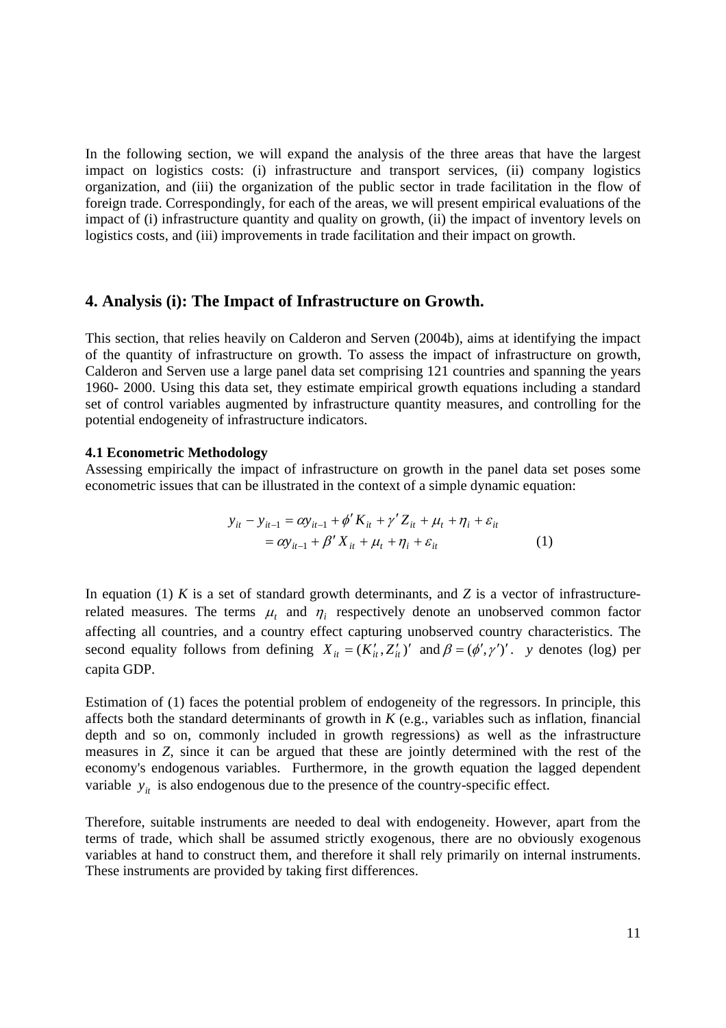In the following section, we will expand the analysis of the three areas that have the largest impact on logistics costs: (i) infrastructure and transport services, (ii) company logistics organization, and (iii) the organization of the public sector in trade facilitation in the flow of foreign trade. Correspondingly, for each of the areas, we will present empirical evaluations of the impact of (i) infrastructure quantity and quality on growth, (ii) the impact of inventory levels on logistics costs, and (iii) improvements in trade facilitation and their impact on growth.

## 4. Analysis (i): The Impact of Infrastructure on Growth.

This section, that relies heavily on Calderon and Serven (2004b), aims at identifying the impact of the quantity of infrastructure on growth. To assess the impact of infrastructure on growth, Calderon and Serven use a large panel data set comprising 121 countries and spanning the years 1960- 2000. Using this data set, they estimate empirical growth equations including a standard set of control variables augmented by infrastructure quantity measures, and controlling for the potential endogeneity of infrastructure indicators.

### 4.1 Econometric Methodology

Assessing empirically the impact of infrastructure on growth in the panel data set poses some econometric issues that can be illustrated in the context of a simple dynamic equation:

$$
\begin{aligned}
y_{it} - y_{it-1} &= \alpha y_{it-1} + \phi' K_{it} + \gamma' Z_{it} + \mu_t + \eta_i + \varepsilon_{it} \\
&= \alpha y_{it-1} + \beta' X_{it} + \mu_t + \eta_i + \varepsilon_{it} \qquad (1)
\end{aligned}
$$

In equation (1) $K$ is a set of standard growth determinants, and $Z$ is a vector of infrastructure-related measures. The terms $\mu_t$ and $\eta_i$ respectively denote an unobserved common factor affecting all countries, and a country effect capturing unobserved country characteristics. The second equality follows from defining $X_{it} = (K'_{it}, Z'_{it})'$ and $\beta = (\phi', \gamma')'$. $y$ denotes (log) per capita GDP.

Estimation of (1) faces the potential problem of endogeneity of the regressors. In principle, this affects both the standard determinants of growth in $K$ (e.g., variables such as inflation, financial depth and so on, commonly included in growth regressions) as well as the infrastructure measures in $Z$, since it can be argued that these are jointly determined with the rest of the economy's endogenous variables. Furthermore, in the growth equation the lagged dependent variable $y_{it}$ is also endogenous due to the presence of the country-specific effect.

Therefore, suitable instruments are needed to deal with endogeneity. However, apart from the terms of trade, which shall be assumed strictly exogenous, there are no obviously exogenous variables at hand to construct them, and therefore it shall rely primarily on internal instruments. These instruments are provided by taking first differences.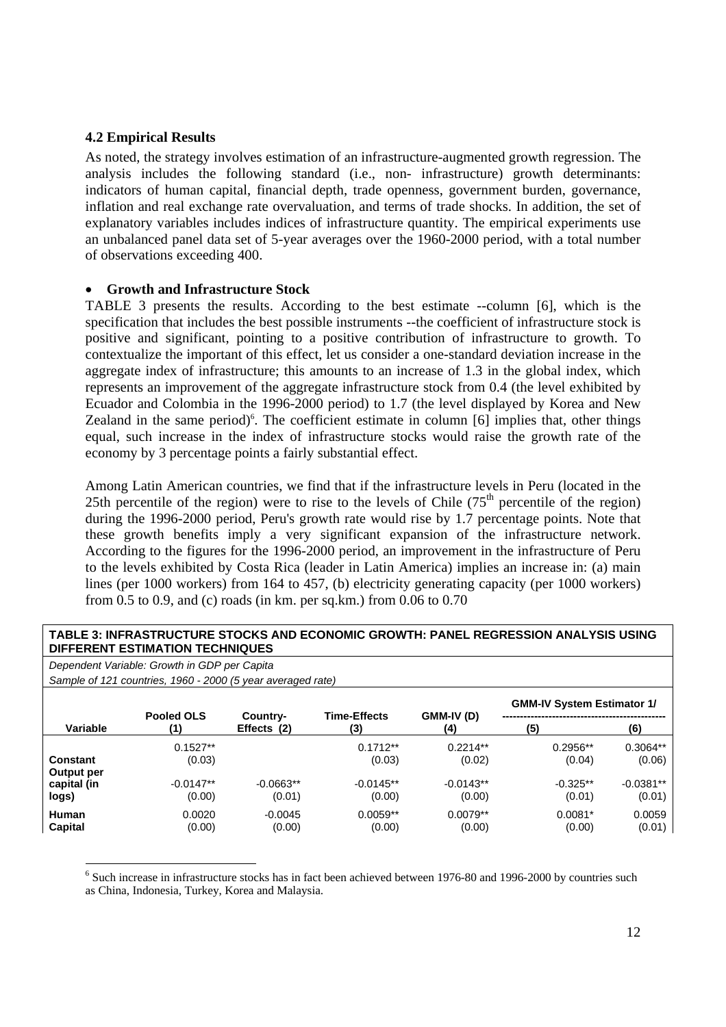### 4.2 Empirical Results

As noted, the strategy involves estimation of an infrastructure-augmented growth regression. The analysis includes the following standard (i.e., non- infrastructure) growth determinants: indicators of human capital, financial depth, trade openness, government burden, governance, inflation and real exchange rate overvaluation, and terms of trade shocks. In addition, the set of explanatory variables includes indices of infrastructure quantity. The empirical experiments use an unbalanced panel data set of 5-year averages over the 1960-2000 period, with a total number of observations exceeding 400.

- **Growth and Infrastructure Stock**

TABLE 3 presents the results. According to the best estimate --column [6], which is the specification that includes the best possible instruments --the coefficient of infrastructure stock is positive and significant, pointing to a positive contribution of infrastructure to growth. To contextualize the important of this effect, let us consider a one-standard deviation increase in the aggregate index of infrastructure; this amounts to an increase of 1.3 in the global index, which represents an improvement of the aggregate infrastructure stock from 0.4 (the level exhibited by Ecuador and Colombia in the 1996-2000 period) to 1.7 (the level displayed by Korea and New Zealand in the same period)[6]. The coefficient estimate in column [6] implies that, other things equal, such increase in the index of infrastructure stocks would raise the growth rate of the economy by 3 percentage points a fairly substantial effect.

Among Latin American countries, we find that if the infrastructure levels in Peru (located in the 25th percentile of the region) were to rise to the levels of Chile (75th percentile of the region) during the 1996-2000 period, Peru's growth rate would rise by 1.7 percentage points. Note that these growth benefits imply a very significant expansion of the infrastructure network. According to the figures for the 1996-2000 period, an improvement in the infrastructure of Peru to the levels exhibited by Costa Rica (leader in Latin America) implies an increase in: (a) main lines (per 1000 workers) from 164 to 457, (b) electricity generating capacity (per 1000 workers) from 0.5 to 0.9, and (c) roads (in km. per sq.km.) from 0.06 to 0.70

**TABLE 3: INFRASTRUCTURE STOCKS AND ECONOMIC GROWTH: PANEL REGRESSION ANALYSIS USING DIFFERENT ESTIMATION TECHNIQUES**

*Dependent Variable: Growth in GDP per Capita*
*Sample of 121 countries, 1960 - 2000 (5 year averaged rate)*

| Variable | Pooled OLS (1) | Country-Effects (2) | Time-Effects (3) | GMM-IV (D) (4) | GMM-IV System Estimator 1/ (5) | (6) |
|---|---|---|---|---|---|---|
| **Constant** | 0.1527** | | 0.1712** | 0.2214** | 0.2956** | 0.3064** |
| | (0.03) | | (0.03) | (0.02) | (0.04) | (0.06) |
| **Output per capital (in logs)** | -0.0147** | -0.0663** | -0.0145** | -0.0143** | -0.325** | -0.0381** |
| | (0.00) | (0.01) | (0.00) | (0.00) | (0.01) | (0.01) |
| **Human Capital** | 0.0020 | -0.0045 | 0.0059** | 0.0079** | 0.0081* | 0.0059 |
| | (0.00) | (0.00) | (0.00) | (0.00) | (0.00) | (0.01) |

[6] Such increase in infrastructure stocks has in fact been achieved between 1976-80 and 1996-2000 by countries such as China, Indonesia, Turkey, Korea and Malaysia.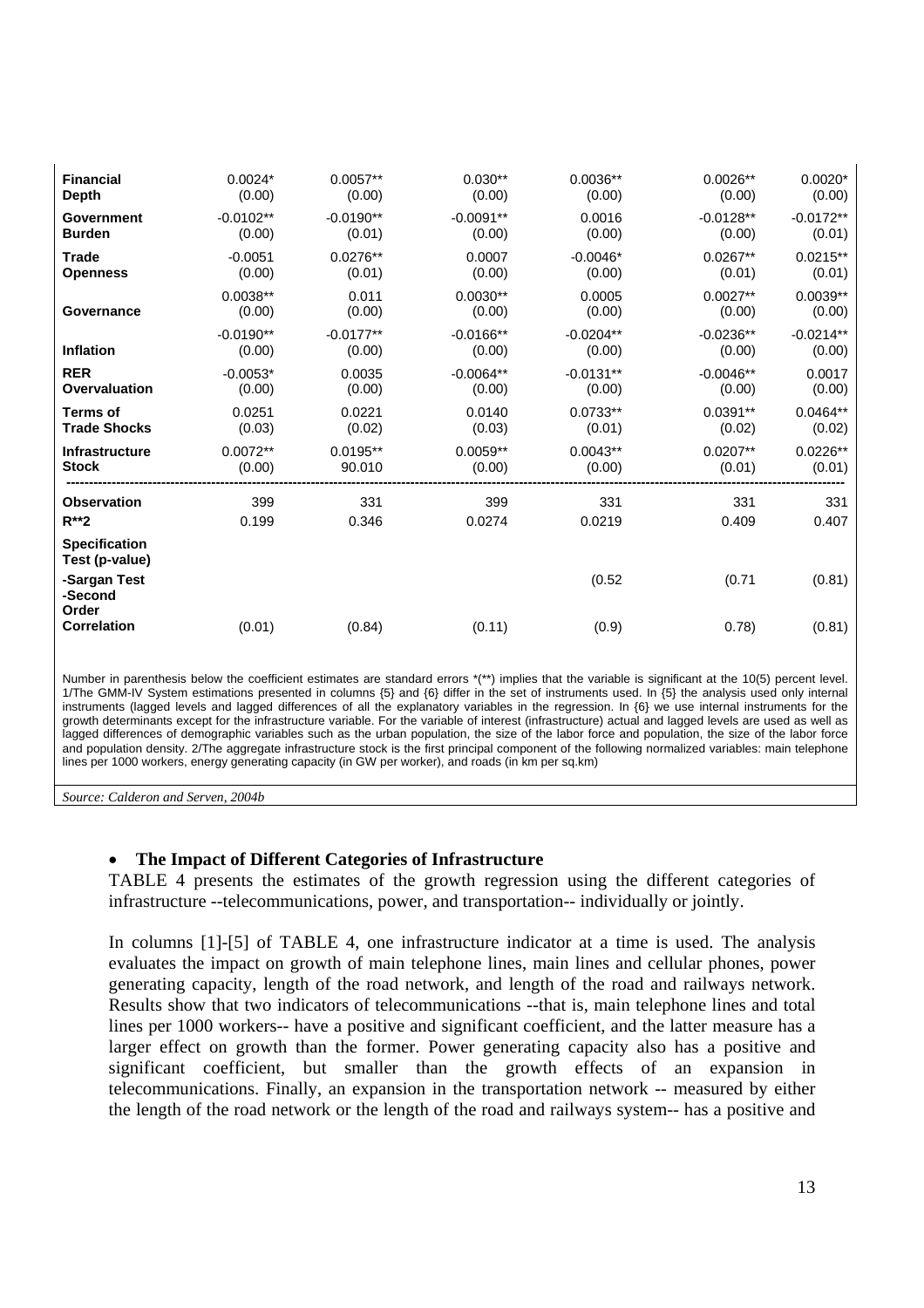| | | | | | | |
|---|---|---|---|---|---|---|
| **Financial Depth** | 0.0024* (0.00) | 0.0057** (0.00) | 0.030** (0.00) | 0.0036** (0.00) | 0.0026** (0.00) | 0.0020* (0.00) |
| **Government Burden** | -0.0102** (0.00) | -0.0190** (0.01) | -0.0091** (0.00) | 0.0016 (0.00) | -0.0128** (0.00) | -0.0172** (0.01) |
| **Trade Openness** | -0.0051 (0.00) | 0.0276** (0.01) | 0.0007 (0.00) | -0.0046* (0.00) | 0.0267** (0.01) | 0.0215** (0.01) |
| **Governance** | 0.0038** (0.00) | 0.011 (0.00) | 0.0030** (0.00) | 0.0005 (0.00) | 0.0027** (0.00) | 0.0039** (0.00) |
| **Inflation** | -0.0190** (0.00) | -0.0177** (0.00) | -0.0166** (0.00) | -0.0204** (0.00) | -0.0236** (0.00) | -0.0214** (0.00) |
| **RER Overvaluation** | -0.0053* (0.00) | 0.0035 (0.00) | -0.0064** (0.00) | -0.0131** (0.00) | -0.0046** (0.00) | 0.0017 (0.00) |
| **Terms of Trade Shocks** | 0.0251 (0.03) | 0.0221 (0.02) | 0.0140 (0.03) | 0.0733** (0.01) | 0.0391** (0.02) | 0.0464** (0.02) |
| **Infrastructure Stock** | 0.0072** (0.00) | 0.0195** 90.010 | 0.0059** (0.00) | 0.0043** (0.00) | 0.0207** (0.01) | 0.0226** (0.01) |
| **Observation** | 399 | 331 | 399 | 331 | 331 | 331 |
| **R**2** | 0.199 | 0.346 | 0.0274 | 0.0219 | 0.409 | 0.407 |
| **Specification Test (p-value)** | | | | | | |
| **-Sargan Test** | | | | (0.52 | (0.71 | (0.81) |
| **-Second Order Correlation** | (0.01) | (0.84) | (0.11) | (0.9) | 0.78) | (0.81) |

Number in parenthesis below the coefficient estimates are standard errors *(**) implies that the variable is significant at the 10(5) percent level. 1/The GMM-IV System estimations presented in columns {5} and {6} differ in the set of instruments used. In {5} the analysis used only internal instruments (lagged levels and lagged differences of all the explanatory variables in the regression. In {6} we use internal instruments for the growth determinants except for the infrastructure variable. For the variable of interest (infrastructure) actual and lagged levels are used as well as lagged differences of demographic variables such as the urban population, the size of the labor force and population, the size of the labor force and population density. 2/The aggregate infrastructure stock is the first principal component of the following normalized variables: main telephone lines per 1000 workers, energy generating capacity (in GW per worker), and roads (in km per sq.km)

*Source: Calderon and Serven, 2004b*

- **The Impact of Different Categories of Infrastructure**

TABLE 4 presents the estimates of the growth regression using the different categories of infrastructure --telecommunications, power, and transportation-- individually or jointly.

In columns [1]-[5] of TABLE 4, one infrastructure indicator at a time is used. The analysis evaluates the impact on growth of main telephone lines, main lines and cellular phones, power generating capacity, length of the road network, and length of the road and railways network. Results show that two indicators of telecommunications --that is, main telephone lines and total lines per 1000 workers-- have a positive and significant coefficient, and the latter measure has a larger effect on growth than the former. Power generating capacity also has a positive and significant coefficient, but smaller than the growth effects of an expansion in telecommunications. Finally, an expansion in the transportation network -- measured by either the length of the road network or the length of the road and railways system-- has a positive and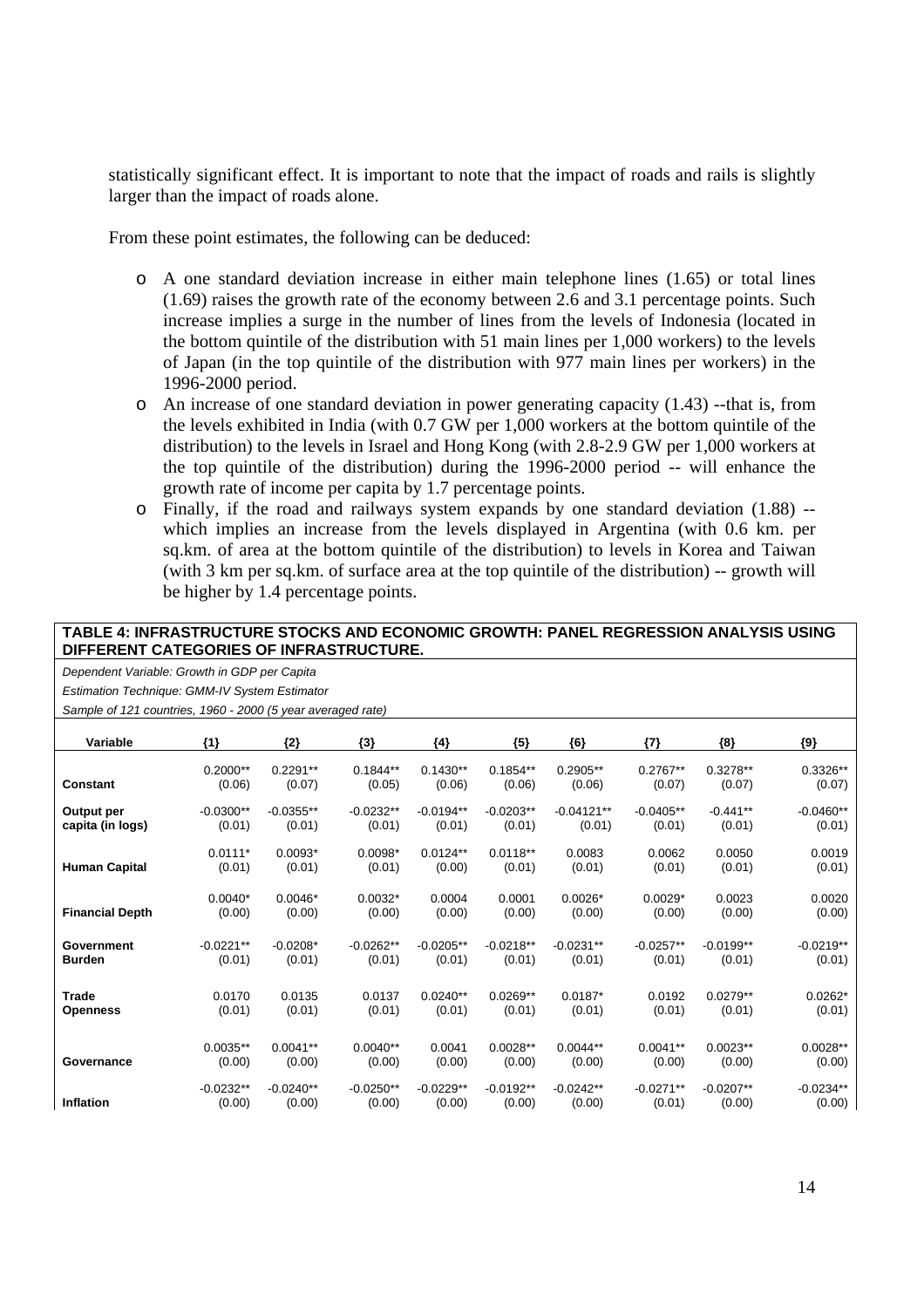statistically significant effect. It is important to note that the impact of roads and rails is slightly larger than the impact of roads alone.

From these point estimates, the following can be deduced:

- A one standard deviation increase in either main telephone lines (1.65) or total lines (1.69) raises the growth rate of the economy between 2.6 and 3.1 percentage points. Such increase implies a surge in the number of lines from the levels of Indonesia (located in the bottom quintile of the distribution with 51 main lines per 1,000 workers) to the levels of Japan (in the top quintile of the distribution with 977 main lines per workers) in the 1996-2000 period.
- An increase of one standard deviation in power generating capacity (1.43) --that is, from the levels exhibited in India (with 0.7 GW per 1,000 workers at the bottom quintile of the distribution) to the levels in Israel and Hong Kong (with 2.8-2.9 GW per 1,000 workers at the top quintile of the distribution) during the 1996-2000 period -- will enhance the growth rate of income per capita by 1.7 percentage points.
- Finally, if the road and railways system expands by one standard deviation (1.88) -- which implies an increase from the levels displayed in Argentina (with 0.6 km. per sq.km. of area at the bottom quintile of the distribution) to levels in Korea and Taiwan (with 3 km per sq.km. of surface area at the top quintile of the distribution) -- growth will be higher by 1.4 percentage points.

**TABLE 4: INFRASTRUCTURE STOCKS AND ECONOMIC GROWTH: PANEL REGRESSION ANALYSIS USING DIFFERENT CATEGORIES OF INFRASTRUCTURE.**

*Dependent Variable: Growth in GDP per Capita*
*Estimation Technique: GMM-IV System Estimator*
*Sample of 121 countries, 1960 - 2000 (5 year averaged rate)*

| Variable | {1} | {2} | {3} | {4} | {5} | {6} | {7} | {8} | {9} |
|---|---|---|---|---|---|---|---|---|---|
| **Constant** | 0.2000** | 0.2291** | 0.1844** | 0.1430** | 0.1854** | 0.2905** | 0.2767** | 0.3278** | 0.3326** |
| | (0.06) | (0.07) | (0.05) | (0.06) | (0.06) | (0.06) | (0.07) | (0.07) | (0.07) |
| **Output per capita (in logs)** | -0.0300** | -0.0355** | -0.0232** | -0.0194** | -0.0203** | -0.04121** | -0.0405** | -0.441** | -0.0460** |
| | (0.01) | (0.01) | (0.01) | (0.01) | (0.01) | (0.01) | (0.01) | (0.01) | (0.01) |
| **Human Capital** | 0.0111* | 0.0093* | 0.0098* | 0.0124** | 0.0118** | 0.0083 | 0.0062 | 0.0050 | 0.0019 |
| | (0.01) | (0.01) | (0.01) | (0.00) | (0.01) | (0.01) | (0.01) | (0.01) | (0.01) |
| **Financial Depth** | 0.0040* | 0.0046* | 0.0032* | 0.0004 | 0.0001 | 0.0026* | 0.0029* | 0.0023 | 0.0020 |
| | (0.00) | (0.00) | (0.00) | (0.00) | (0.00) | (0.00) | (0.00) | (0.00) | (0.00) |
| **Government Burden** | -0.0221** | -0.0208* | -0.0262** | -0.0205** | -0.0218** | -0.0231** | -0.0257** | -0.0199** | -0.0219** |
| | (0.01) | (0.01) | (0.01) | (0.01) | (0.01) | (0.01) | (0.01) | (0.01) | (0.01) |
| **Trade Openness** | 0.0170 | 0.0135 | 0.0137 | 0.0240** | 0.0269** | 0.0187* | 0.0192 | 0.0279** | 0.0262* |
| | (0.01) | (0.01) | (0.01) | (0.01) | (0.01) | (0.01) | (0.01) | (0.01) | (0.01) |
| **Governance** | 0.0035** | 0.0041** | 0.0040** | 0.0041 | 0.0028** | 0.0044** | 0.0041** | 0.0023** | 0.0028** |
| | (0.00) | (0.00) | (0.00) | (0.00) | (0.00) | (0.00) | (0.00) | (0.00) | (0.00) |
| **Inflation** | -0.0232** | -0.0240** | -0.0250** | -0.0229** | -0.0192** | -0.0242** | -0.0271** | -0.0207** | -0.0234** |
| | (0.00) | (0.00) | (0.00) | (0.00) | (0.00) | (0.00) | (0.01) | (0.00) | (0.00) |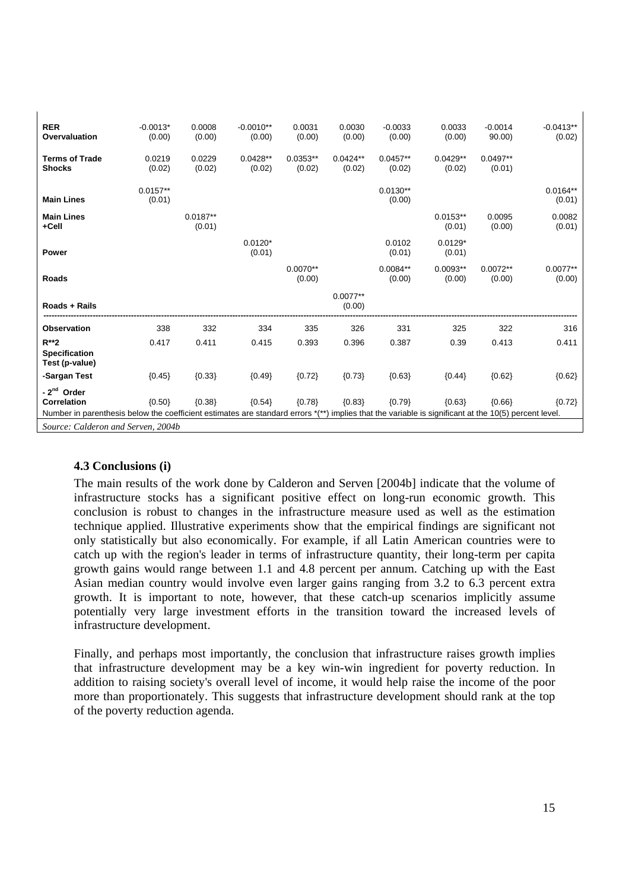| | | | | | | | | | |
|---|---|---|---|---|---|---|---|---|---|
| **RER Overvaluation** | -0.0013* (0.00) | 0.0008 (0.00) | -0.0010** (0.00) | 0.0031 (0.00) | 0.0030 (0.00) | -0.0033 (0.00) | 0.0033 (0.00) | -0.0014 90.00) | -0.0413** (0.02) |
| **Terms of Trade Shocks** | 0.0219 (0.02) | 0.0229 (0.02) | 0.0428** (0.02) | 0.0353** (0.02) | 0.0424** (0.02) | 0.0457** (0.02) | 0.0429** (0.02) | 0.0497** (0.01) | |
| **Main Lines** | 0.0157** (0.01) | | | | | 0.0130** (0.00) | | | 0.0164** (0.01) |
| **Main Lines +Cell** | | 0.0187** (0.01) | | | | | 0.0153** (0.01) | 0.0095 (0.00) | 0.0082 (0.01) |
| **Power** | | | 0.0120* (0.01) | | | 0.0102 (0.01) | 0.0129* (0.01) | | |
| **Roads** | | | | 0.0070** (0.00) | | 0.0084** (0.00) | 0.0093** (0.00) | 0.0072** (0.00) | 0.0077** (0.00) |
| **Roads + Rails** | | | | | 0.0077** (0.00) | | | | |
| **Observation** | 338 | 332 | 334 | 335 | 326 | 331 | 325 | 322 | 316 |
| **R**2** | 0.417 | 0.411 | 0.415 | 0.393 | 0.396 | 0.387 | 0.39 | 0.413 | 0.411 |
| **Specification Test (p-value)** | | | | | | | | | |
| **-Sargan Test** | {0.45} | {0.33} | {0.49} | {0.72} | {0.73} | {0.63} | {0.44} | {0.62} | {0.62} |
| **- 2nd Order Correlation** | {0.50} | {0.38} | {0.54} | {0.78} | {0.83} | {0.79} | {0.63} | {0.66} | {0.72} |

Number in parenthesis below the coefficient estimates are standard errors *(**) implies that the variable is significant at the 10(5) percent level.

*Source: Calderon and Serven, 2004b*

### 4.3 Conclusions (i)

The main results of the work done by Calderon and Serven [2004b] indicate that the volume of infrastructure stocks has a significant positive effect on long-run economic growth. This conclusion is robust to changes in the infrastructure measure used as well as the estimation technique applied. Illustrative experiments show that the empirical findings are significant not only statistically but also economically. For example, if all Latin American countries were to catch up with the region's leader in terms of infrastructure quantity, their long-term per capita growth gains would range between 1.1 and 4.8 percent per annum. Catching up with the East Asian median country would involve even larger gains ranging from 3.2 to 6.3 percent extra growth. It is important to note, however, that these catch-up scenarios implicitly assume potentially very large investment efforts in the transition toward the increased levels of infrastructure development.

Finally, and perhaps most importantly, the conclusion that infrastructure raises growth implies that infrastructure development may be a key win-win ingredient for poverty reduction. In addition to raising society's overall level of income, it would help raise the income of the poor more than proportionately. This suggests that infrastructure development should rank at the top of the poverty reduction agenda.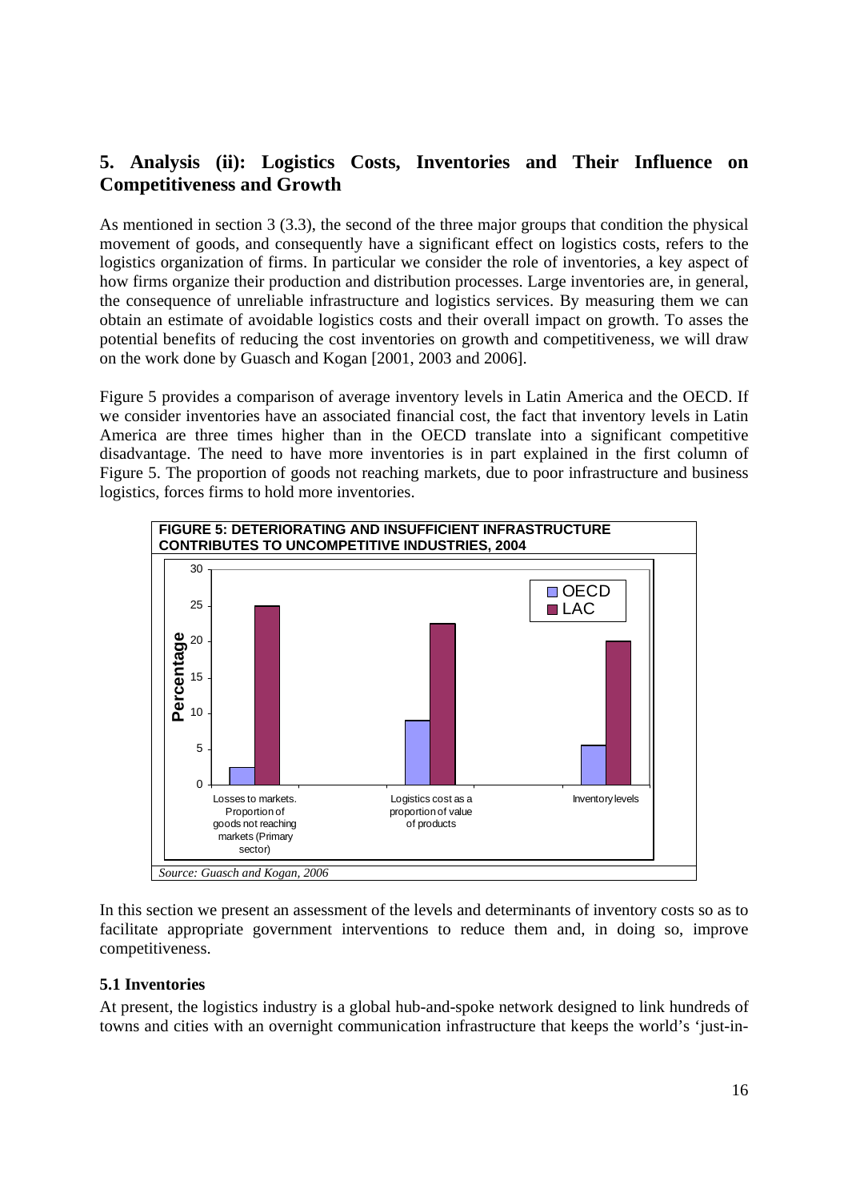## 5. Analysis (ii): Logistics Costs, Inventories and Their Influence on Competitiveness and Growth

As mentioned in section 3 (3.3), the second of the three major groups that condition the physical movement of goods, and consequently have a significant effect on logistics costs, refers to the logistics organization of firms. In particular we consider the role of inventories, a key aspect of how firms organize their production and distribution processes. Large inventories are, in general, the consequence of unreliable infrastructure and logistics services. By measuring them we can obtain an estimate of avoidable logistics costs and their overall impact on growth. To asses the potential benefits of reducing the cost inventories on growth and competitiveness, we will draw on the work done by Guasch and Kogan [2001, 2003 and 2006].

Figure 5 provides a comparison of average inventory levels in Latin America and the OECD. If we consider inventories have an associated financial cost, the fact that inventory levels in Latin America are three times higher than in the OECD translate into a significant competitive disadvantage. The need to have more inventories is in part explained in the first column of Figure 5. The proportion of goods not reaching markets, due to poor infrastructure and business logistics, forces firms to hold more inventories.

**FIGURE 5: DETERIORATING AND INSUFFICIENT INFRASTRUCTURE CONTRIBUTES TO UNCOMPETITIVE INDUSTRIES, 2004**

*Source: Guasch and Kogan, 2006*

In this section we present an assessment of the levels and determinants of inventory costs so as to facilitate appropriate government interventions to reduce them and, in doing so, improve competitiveness.

### 5.1 Inventories

At present, the logistics industry is a global hub-and-spoke network designed to link hundreds of towns and cities with an overnight communication infrastructure that keeps the world's 'just-in-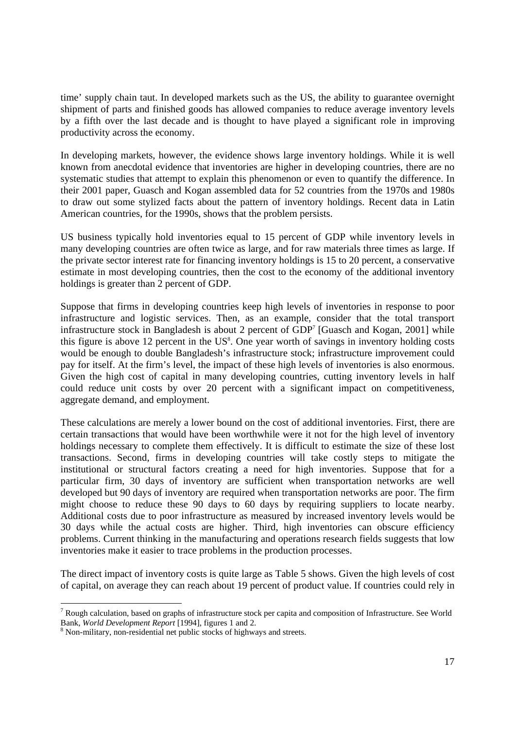time' supply chain taut. In developed markets such as the US, the ability to guarantee overnight shipment of parts and finished goods has allowed companies to reduce average inventory levels by a fifth over the last decade and is thought to have played a significant role in improving productivity across the economy.

In developing markets, however, the evidence shows large inventory holdings. While it is well known from anecdotal evidence that inventories are higher in developing countries, there are no systematic studies that attempt to explain this phenomenon or even to quantify the difference. In their 2001 paper, Guasch and Kogan assembled data for 52 countries from the 1970s and 1980s to draw out some stylized facts about the pattern of inventory holdings. Recent data in Latin American countries, for the 1990s, shows that the problem persists.

US business typically hold inventories equal to 15 percent of GDP while inventory levels in many developing countries are often twice as large, and for raw materials three times as large. If the private sector interest rate for financing inventory holdings is 15 to 20 percent, a conservative estimate in most developing countries, then the cost to the economy of the additional inventory holdings is greater than 2 percent of GDP.

Suppose that firms in developing countries keep high levels of inventories in response to poor infrastructure and logistic services. Then, as an example, consider that the total transport infrastructure stock in Bangladesh is about 2 percent of GDP[7] [Guasch and Kogan, 2001] while this figure is above 12 percent in the US[8]. One year worth of savings in inventory holding costs would be enough to double Bangladesh's infrastructure stock; infrastructure improvement could pay for itself. At the firm's level, the impact of these high levels of inventories is also enormous. Given the high cost of capital in many developing countries, cutting inventory levels in half could reduce unit costs by over 20 percent with a significant impact on competitiveness, aggregate demand, and employment.

These calculations are merely a lower bound on the cost of additional inventories. First, there are certain transactions that would have been worthwhile were it not for the high level of inventory holdings necessary to complete them effectively. It is difficult to estimate the size of these lost transactions. Second, firms in developing countries will take costly steps to mitigate the institutional or structural factors creating a need for high inventories. Suppose that for a particular firm, 30 days of inventory are sufficient when transportation networks are well developed but 90 days of inventory are required when transportation networks are poor. The firm might choose to reduce these 90 days to 60 days by requiring suppliers to locate nearby. Additional costs due to poor infrastructure as measured by increased inventory levels would be 30 days while the actual costs are higher. Third, high inventories can obscure efficiency problems. Current thinking in the manufacturing and operations research fields suggests that low inventories make it easier to trace problems in the production processes.

The direct impact of inventory costs is quite large as Table 5 shows. Given the high levels of cost of capital, on average they can reach about 19 percent of product value. If countries could rely in

---

[7] Rough calculation, based on graphs of infrastructure stock per capita and composition of Infrastructure. See World Bank, *World Development Report* [1994], figures 1 and 2.

[8] Non-military, non-residential net public stocks of highways and streets.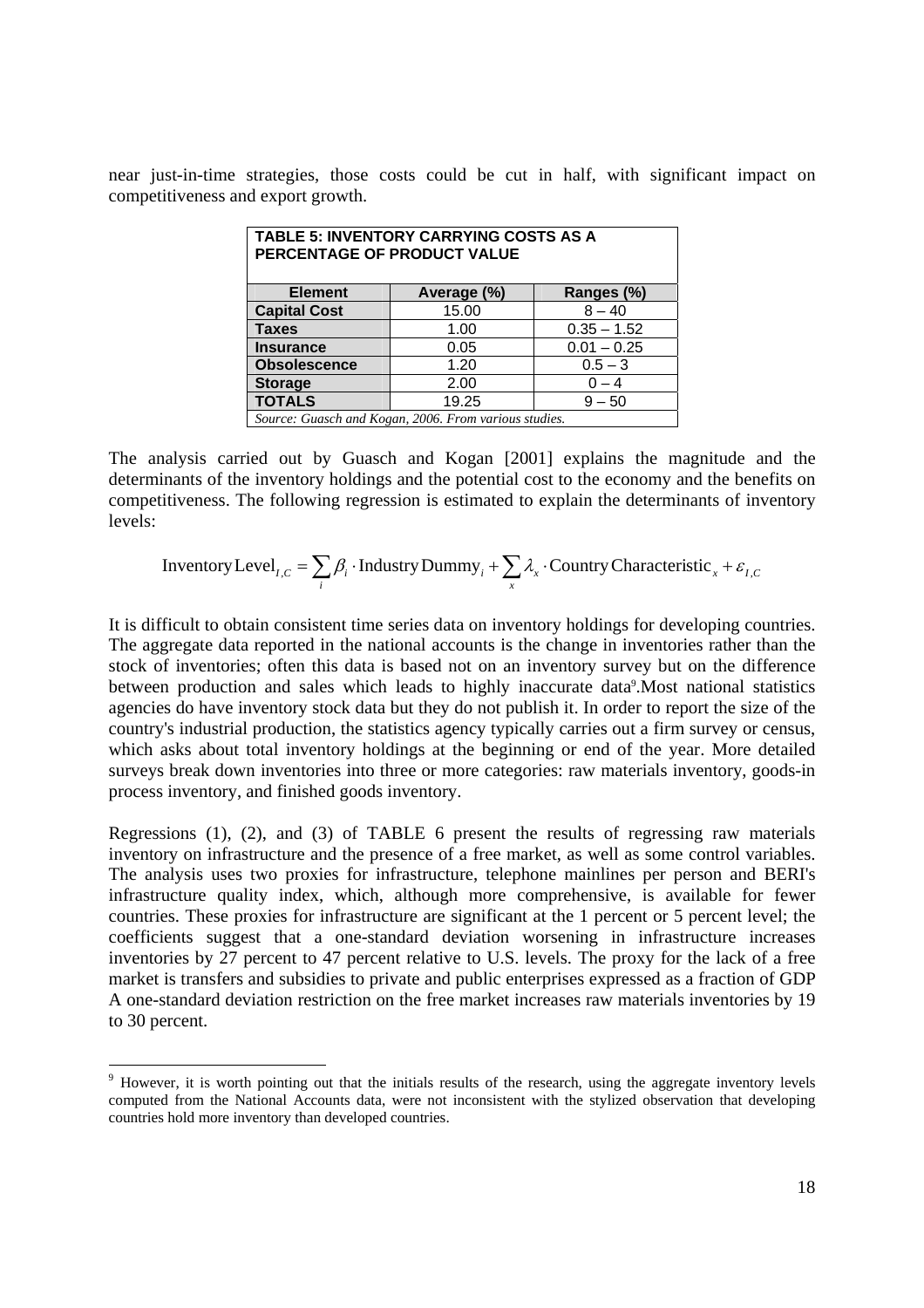near just-in-time strategies, those costs could be cut in half, with significant impact on competitiveness and export growth.

| **TABLE 5: INVENTORY CARRYING COSTS AS A PERCENTAGE OF PRODUCT VALUE** | | |
|---|---|---|
| **Element** | **Average (%)** | **Ranges (%)** |
| **Capital Cost** | 15.00 | 8 – 40 |
| **Taxes** | 1.00 | 0.35 – 1.52 |
| **Insurance** | 0.05 | 0.01 – 0.25 |
| **Obsolescence** | 1.20 | 0.5 – 3 |
| **Storage** | 2.00 | 0 – 4 |
| **TOTALS** | 19.25 | 9 – 50 |

*Source: Guasch and Kogan, 2006. From various studies.*

The analysis carried out by Guasch and Kogan [2001] explains the magnitude and the determinants of the inventory holdings and the potential cost to the economy and the benefits on competitiveness. The following regression is estimated to explain the determinants of inventory levels:

$$\text{Inventory Level}_{I,C} = \sum_i \beta_i \cdot \text{Industry Dummy}_i + \sum_x \lambda_x \cdot \text{Country Characteristic}_x + \varepsilon_{I,C}$$

It is difficult to obtain consistent time series data on inventory holdings for developing countries. The aggregate data reported in the national accounts is the change in inventories rather than the stock of inventories; often this data is based not on an inventory survey but on the difference between production and sales which leads to highly inaccurate data[9].Most national statistics agencies do have inventory stock data but they do not publish it. In order to report the size of the country's industrial production, the statistics agency typically carries out a firm survey or census, which asks about total inventory holdings at the beginning or end of the year. More detailed surveys break down inventories into three or more categories: raw materials inventory, goods-in process inventory, and finished goods inventory.

Regressions (1), (2), and (3) of TABLE 6 present the results of regressing raw materials inventory on infrastructure and the presence of a free market, as well as some control variables. The analysis uses two proxies for infrastructure, telephone mainlines per person and BERI's infrastructure quality index, which, although more comprehensive, is available for fewer countries. These proxies for infrastructure are significant at the 1 percent or 5 percent level; the coefficients suggest that a one-standard deviation worsening in infrastructure increases inventories by 27 percent to 47 percent relative to U.S. levels. The proxy for the lack of a free market is transfers and subsidies to private and public enterprises expressed as a fraction of GDP A one-standard deviation restriction on the free market increases raw materials inventories by 19 to 30 percent.

[9] However, it is worth pointing out that the initials results of the research, using the aggregate inventory levels computed from the National Accounts data, were not inconsistent with the stylized observation that developing countries hold more inventory than developed countries.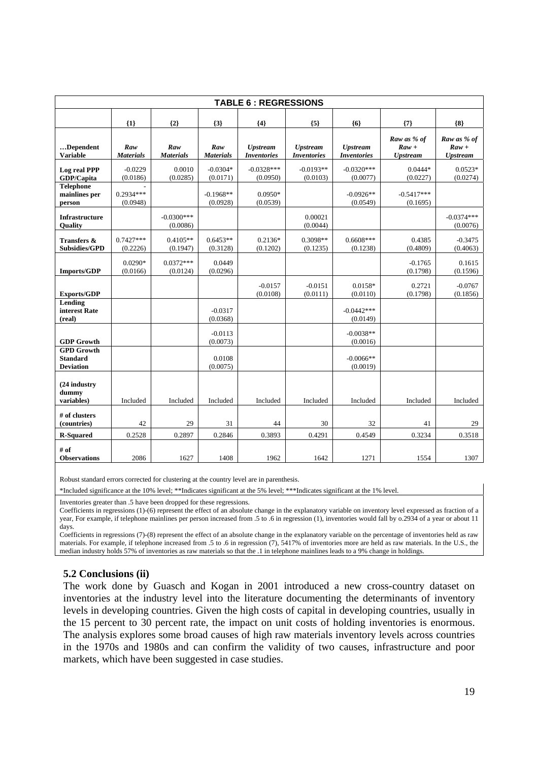| TABLE 6 : REGRESSIONS | | | | | | | | |
|---|---|---|---|---|---|---|---|---|
| | {1} | {2} | {3} | {4} | {5} | {6} | {7} | {8} |
| …Dependent Variable | *Raw Materials* | *Raw Materials* | *Raw Materials* | *Upstream Inventories* | *Upstream Inventories* | *Upstream Inventories* | *Raw as % of Raw + Upstream* | *Raw as % of Raw + Upstream* |
| **Log real PPP GDP/Capita** | -0.0229<br>(0.0186) | 0.0010<br>(0.0285) | -0.0304*<br>(0.0171) | -0.0328***<br>(0.0950) | -0.0193**<br>(0.0103) | -0.0320***<br>(0.0077) | 0.0444*<br>(0.0227) | 0.0523*<br>(0.0274) |
| **Telephone mainlines per person** | -<br>0.2934***<br>(0.0948) | | -0.1968**<br>(0.0928) | 0.0950*<br>(0.0539) | | -0.0926**<br>(0.0549) | -0.5417***<br>(0.1695) | |
| **Infrastructure Quality** | | -0.0300***<br>(0.0086) | | | 0.00021<br>(0.0044) | | | -0.0374***<br>(0.0076) |
| **Transfers & Subsidies/GPD** | 0.7427***<br>(0.2226) | 0.4105**<br>(0.1947) | 0.6453**<br>(0.3128) | 0.2136*<br>(0.1202) | 0.3098**<br>(0.1235) | 0.6608***<br>(0.1238) | 0.4385<br>(0.4809) | -0.3475<br>(0.4063) |
| **Imports/GDP** | 0.0290*<br>(0.0166) | 0.0372***<br>(0.0124) | 0.0449<br>(0.0296) | | | | -0.1765<br>(0.1798) | 0.1615<br>(0.1596) |
| **Exports/GDP** | | | | -0.0157<br>(0.0108) | -0.0151<br>(0.0111) | 0.0158*<br>(0.0110) | 0.2721<br>(0.1798) | -0.0767<br>(0.1856) |
| **Lending interest Rate (real)** | | | -0.0317<br>(0.0368) | | | -0.0442***<br>(0.0149) | | |
| **GDP Growth** | | | -0.0113<br>(0.0073) | | | -0.0038**<br>(0.0016) | | |
| **GPD Growth Standard Deviation** | | | 0.0108<br>(0.0075) | | | -0.0066**<br>(0.0019) | | |
| **(24 industry dummy variables)** | Included | Included | Included | Included | Included | Included | Included | Included |
| **# of clusters (countries)** | 42 | 29 | 31 | 44 | 30 | 32 | 41 | 29 |
| **R-Squared** | 0.2528 | 0.2897 | 0.2846 | 0.3893 | 0.4291 | 0.4549 | 0.3234 | 0.3518 |
| **# of Observations** | 2086 | 1627 | 1408 | 1962 | 1642 | 1271 | 1554 | 1307 |

Robust standard errors corrected for clustering at the country level are in parenthesis.

*Included significance at the 10% level; **Indicates significant at the 5% level; ***Indicates significant at the 1% level.

Inventories greater than .5 have been dropped for these regressions.

Coefficients in regressions (1)-(6) represent the effect of an absolute change in the explanatory variable on inventory level expressed as fraction of a year, For example, if telephone mainlines per person increased from .5 to .6 in regression (1), inventories would fall by o.2934 of a year or about 11 days.

Coefficients in regressions (7)-(8) represent the effect of an absolute change in the explanatory variable on the percentage of inventories held as raw materials. For example, if telephone increased from .5 to .6 in regression (7), 5417% of inventories more are held as raw materials. In the U.S., the median industry holds 57% of inventories as raw materials so that the .1 in telephone mainlines leads to a 9% change in holdings.

### 5.2 Conclusions (ii)

The work done by Guasch and Kogan in 2001 introduced a new cross-country dataset on inventories at the industry level into the literature documenting the determinants of inventory levels in developing countries. Given the high costs of capital in developing countries, usually in the 15 percent to 30 percent rate, the impact on unit costs of holding inventories is enormous. The analysis explores some broad causes of high raw materials inventory levels across countries in the 1970s and 1980s and can confirm the validity of two causes, infrastructure and poor markets, which have been suggested in case studies.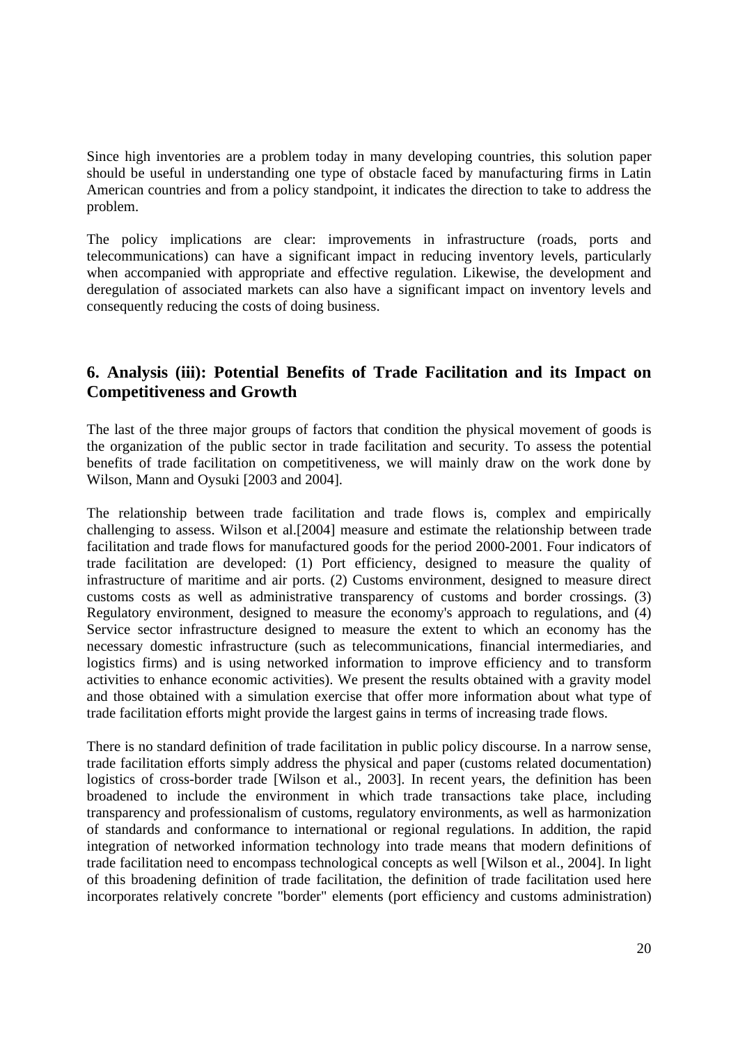Since high inventories are a problem today in many developing countries, this solution paper should be useful in understanding one type of obstacle faced by manufacturing firms in Latin American countries and from a policy standpoint, it indicates the direction to take to address the problem.

The policy implications are clear: improvements in infrastructure (roads, ports and telecommunications) can have a significant impact in reducing inventory levels, particularly when accompanied with appropriate and effective regulation. Likewise, the development and deregulation of associated markets can also have a significant impact on inventory levels and consequently reducing the costs of doing business.

## 6. Analysis (iii): Potential Benefits of Trade Facilitation and its Impact on Competitiveness and Growth

The last of the three major groups of factors that condition the physical movement of goods is the organization of the public sector in trade facilitation and security. To assess the potential benefits of trade facilitation on competitiveness, we will mainly draw on the work done by Wilson, Mann and Oysuki [2003 and 2004].

The relationship between trade facilitation and trade flows is, complex and empirically challenging to assess. Wilson et al.[2004] measure and estimate the relationship between trade facilitation and trade flows for manufactured goods for the period 2000-2001. Four indicators of trade facilitation are developed: (1) Port efficiency, designed to measure the quality of infrastructure of maritime and air ports. (2) Customs environment, designed to measure direct customs costs as well as administrative transparency of customs and border crossings. (3) Regulatory environment, designed to measure the economy's approach to regulations, and (4) Service sector infrastructure designed to measure the extent to which an economy has the necessary domestic infrastructure (such as telecommunications, financial intermediaries, and logistics firms) and is using networked information to improve efficiency and to transform activities to enhance economic activities). We present the results obtained with a gravity model and those obtained with a simulation exercise that offer more information about what type of trade facilitation efforts might provide the largest gains in terms of increasing trade flows.

There is no standard definition of trade facilitation in public policy discourse. In a narrow sense, trade facilitation efforts simply address the physical and paper (customs related documentation) logistics of cross-border trade [Wilson et al., 2003]. In recent years, the definition has been broadened to include the environment in which trade transactions take place, including transparency and professionalism of customs, regulatory environments, as well as harmonization of standards and conformance to international or regional regulations. In addition, the rapid integration of networked information technology into trade means that modern definitions of trade facilitation need to encompass technological concepts as well [Wilson et al., 2004]. In light of this broadening definition of trade facilitation, the definition of trade facilitation used here incorporates relatively concrete "border" elements (port efficiency and customs administration)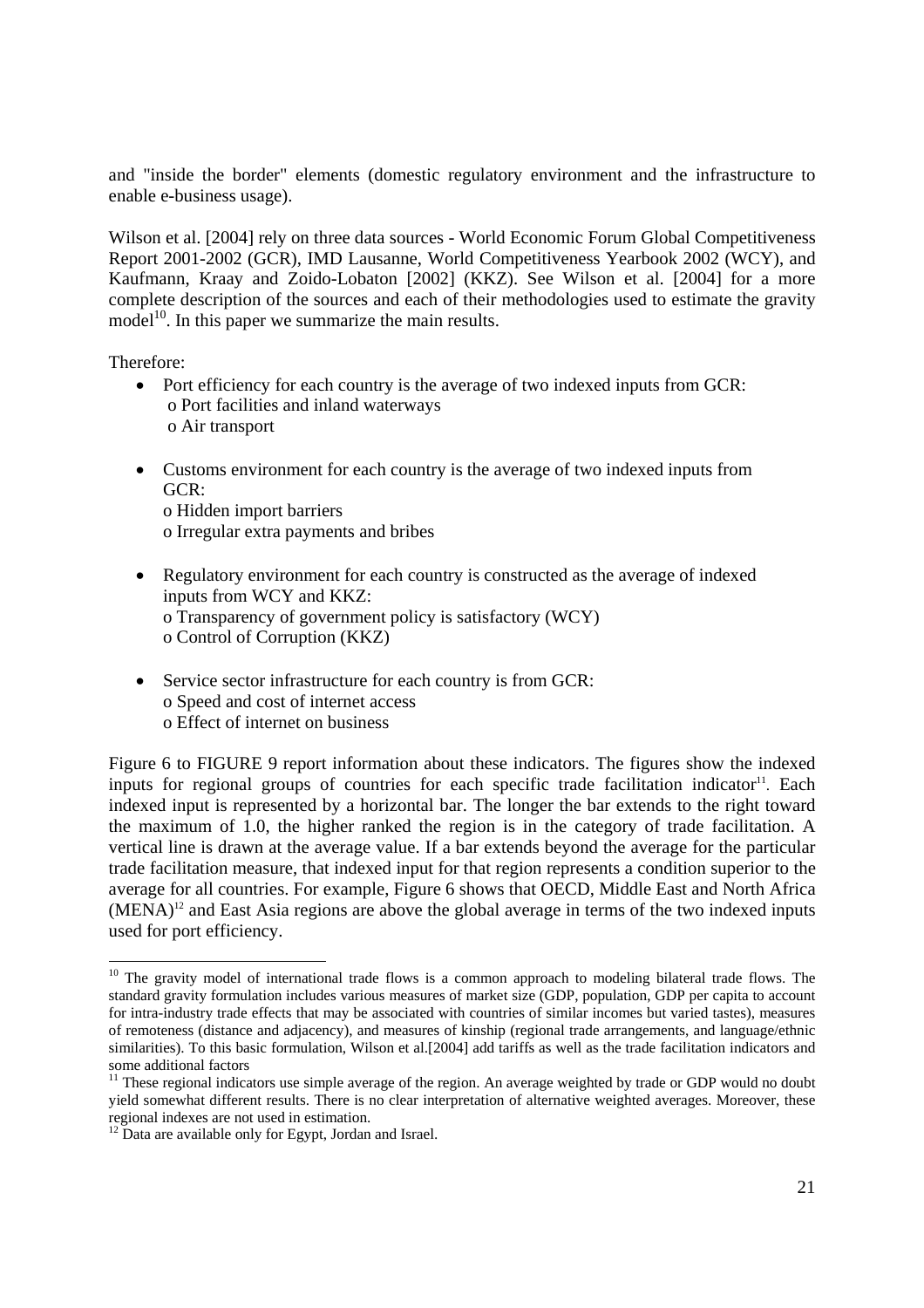and "inside the border" elements (domestic regulatory environment and the infrastructure to enable e-business usage).

Wilson et al. [2004] rely on three data sources - World Economic Forum Global Competitiveness Report 2001-2002 (GCR), IMD Lausanne, World Competitiveness Yearbook 2002 (WCY), and Kaufmann, Kraay and Zoido-Lobaton [2002] (KKZ). See Wilson et al. [2004] for a more complete description of the sources and each of their methodologies used to estimate the gravity model[10]. In this paper we summarize the main results.

Therefore:

- Port efficiency for each country is the average of two indexed inputs from GCR:
  - Port facilities and inland waterways
  - Air transport
- Customs environment for each country is the average of two indexed inputs from GCR:
  - Hidden import barriers
  - Irregular extra payments and bribes
- Regulatory environment for each country is constructed as the average of indexed inputs from WCY and KKZ:
  - Transparency of government policy is satisfactory (WCY)
  - Control of Corruption (KKZ)
- Service sector infrastructure for each country is from GCR:
  - Speed and cost of internet access
  - Effect of internet on business

Figure 6 to FIGURE 9 report information about these indicators. The figures show the indexed inputs for regional groups of countries for each specific trade facilitation indicator[11]. Each indexed input is represented by a horizontal bar. The longer the bar extends to the right toward the maximum of 1.0, the higher ranked the region is in the category of trade facilitation. A vertical line is drawn at the average value. If a bar extends beyond the average for the particular trade facilitation measure, that indexed input for that region represents a condition superior to the average for all countries. For example, Figure 6 shows that OECD, Middle East and North Africa (MENA)[12] and East Asia regions are above the global average in terms of the two indexed inputs used for port efficiency.

---

[10] The gravity model of international trade flows is a common approach to modeling bilateral trade flows. The standard gravity formulation includes various measures of market size (GDP, population, GDP per capita to account for intra-industry trade effects that may be associated with countries of similar incomes but varied tastes), measures of remoteness (distance and adjacency), and measures of kinship (regional trade arrangements, and language/ethnic similarities). To this basic formulation, Wilson et al.[2004] add tariffs as well as the trade facilitation indicators and some additional factors

[11] These regional indicators use simple average of the region. An average weighted by trade or GDP would no doubt yield somewhat different results. There is no clear interpretation of alternative weighted averages. Moreover, these regional indexes are not used in estimation.

[12] Data are available only for Egypt, Jordan and Israel.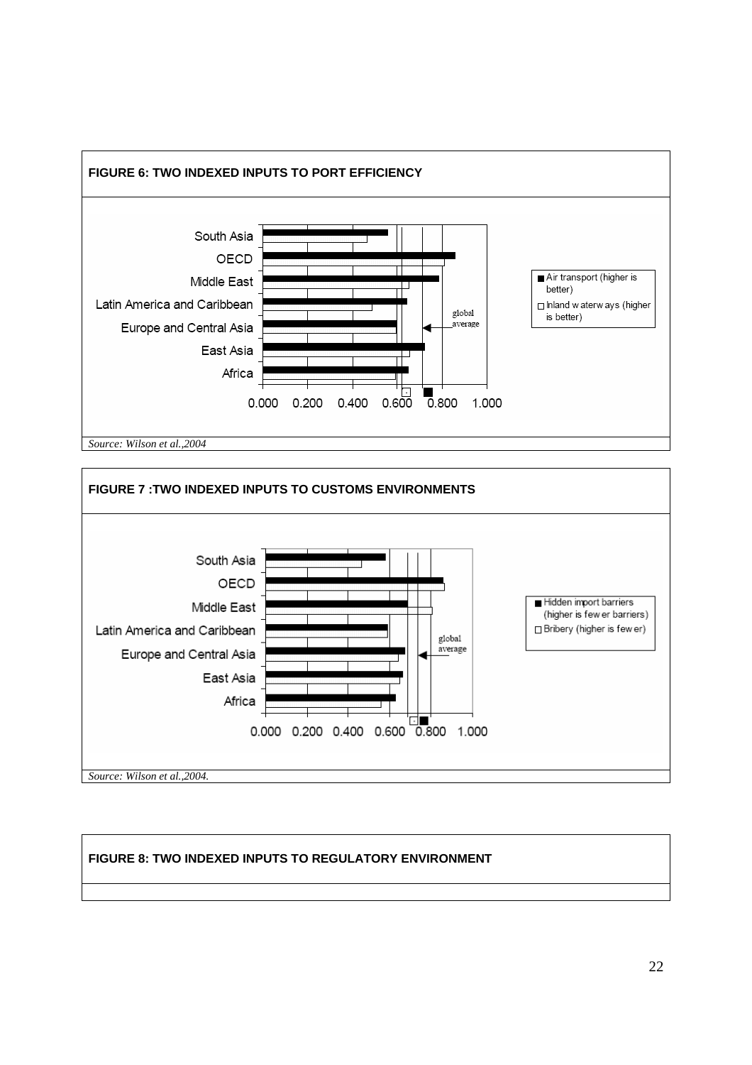**FIGURE 6: TWO INDEXED INPUTS TO PORT EFFICIENCY**

*Source: Wilson et al.,2004*

**FIGURE 7 :TWO INDEXED INPUTS TO CUSTOMS ENVIRONMENTS**

*Source: Wilson et al.,2004.*

**FIGURE 8: TWO INDEXED INPUTS TO REGULATORY ENVIRONMENT**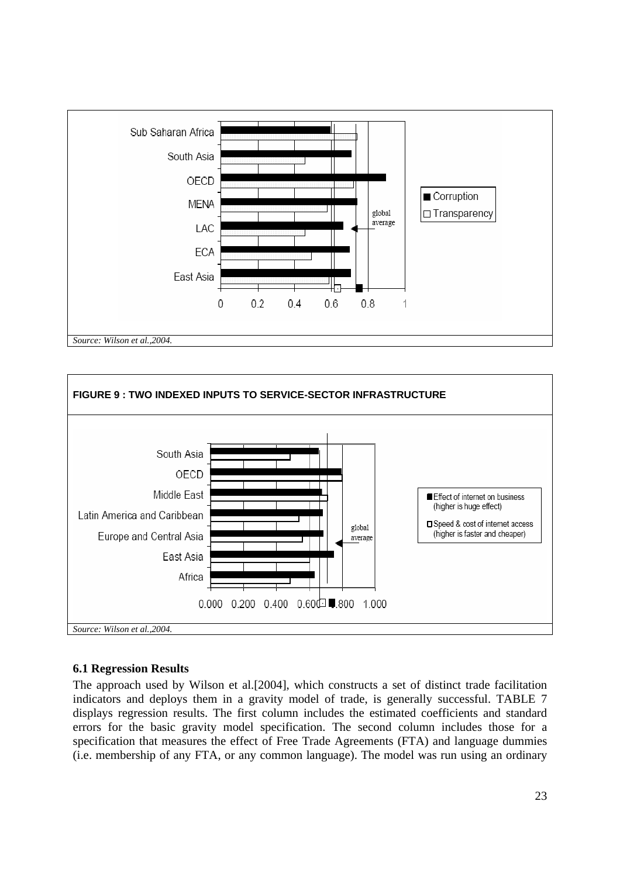Source: Wilson et al.,2004.

**FIGURE 9 : TWO INDEXED INPUTS TO SERVICE-SECTOR INFRASTRUCTURE**

Source: Wilson et al.,2004.

### 6.1 Regression Results

The approach used by Wilson et al.[2004], which constructs a set of distinct trade facilitation indicators and deploys them in a gravity model of trade, is generally successful. TABLE 7 displays regression results. The first column includes the estimated coefficients and standard errors for the basic gravity model specification. The second column includes those for a specification that measures the effect of Free Trade Agreements (FTA) and language dummies (i.e. membership of any FTA, or any common language). The model was run using an ordinary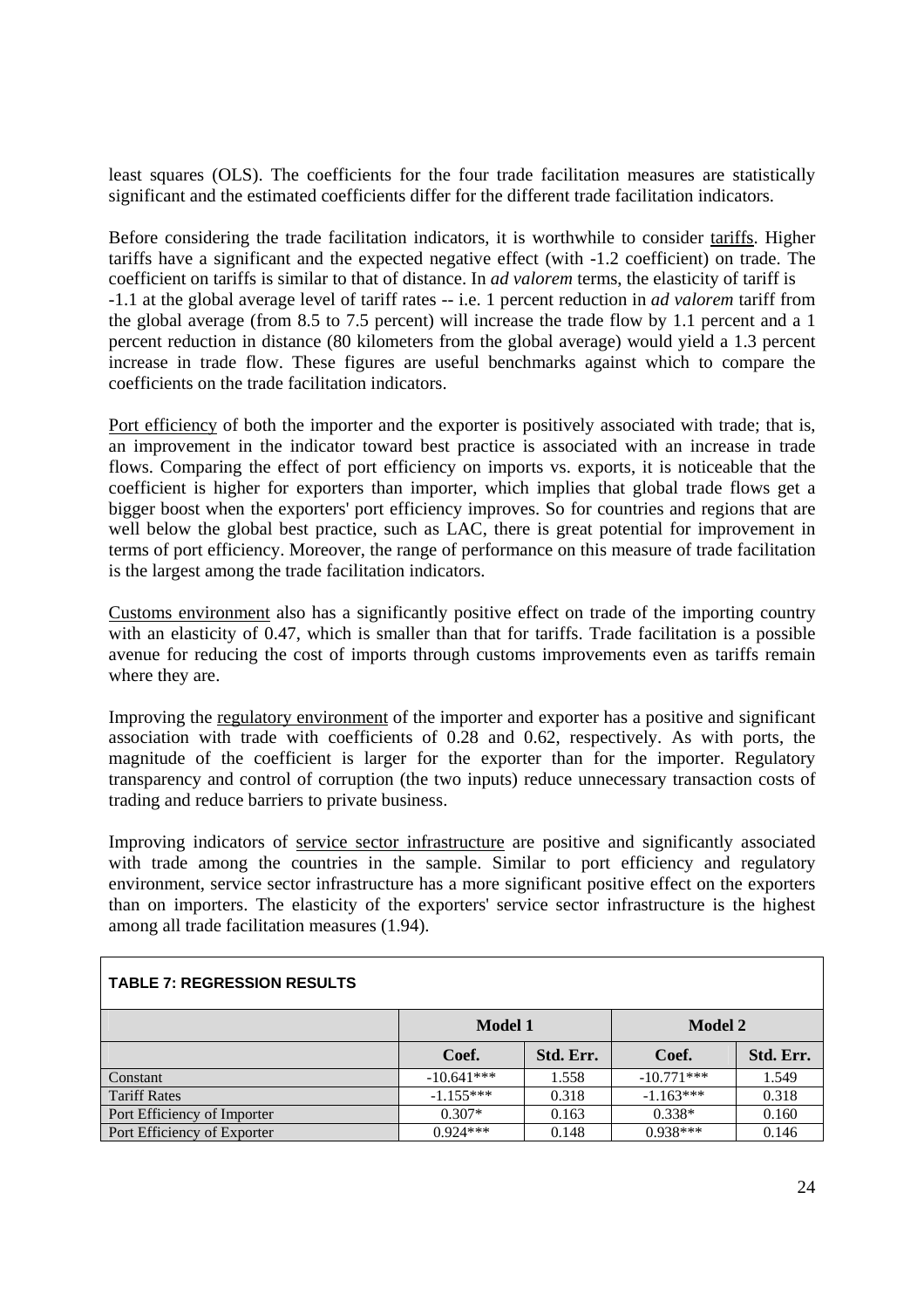least squares (OLS). The coefficients for the four trade facilitation measures are statistically significant and the estimated coefficients differ for the different trade facilitation indicators.

Before considering the trade facilitation indicators, it is worthwhile to consider tariffs. Higher tariffs have a significant and the expected negative effect (with -1.2 coefficient) on trade. The coefficient on tariffs is similar to that of distance. In *ad valorem* terms, the elasticity of tariff is -1.1 at the global average level of tariff rates -- i.e. 1 percent reduction in *ad valorem* tariff from the global average (from 8.5 to 7.5 percent) will increase the trade flow by 1.1 percent and a 1 percent reduction in distance (80 kilometers from the global average) would yield a 1.3 percent increase in trade flow. These figures are useful benchmarks against which to compare the coefficients on the trade facilitation indicators.

Port efficiency of both the importer and the exporter is positively associated with trade; that is, an improvement in the indicator toward best practice is associated with an increase in trade flows. Comparing the effect of port efficiency on imports vs. exports, it is noticeable that the coefficient is higher for exporters than importer, which implies that global trade flows get a bigger boost when the exporters' port efficiency improves. So for countries and regions that are well below the global best practice, such as LAC, there is great potential for improvement in terms of port efficiency. Moreover, the range of performance on this measure of trade facilitation is the largest among the trade facilitation indicators.

Customs environment also has a significantly positive effect on trade of the importing country with an elasticity of 0.47, which is smaller than that for tariffs. Trade facilitation is a possible avenue for reducing the cost of imports through customs improvements even as tariffs remain where they are.

Improving the regulatory environment of the importer and exporter has a positive and significant association with trade with coefficients of 0.28 and 0.62, respectively. As with ports, the magnitude of the coefficient is larger for the exporter than for the importer. Regulatory transparency and control of corruption (the two inputs) reduce unnecessary transaction costs of trading and reduce barriers to private business.

Improving indicators of service sector infrastructure are positive and significantly associated with trade among the countries in the sample. Similar to port efficiency and regulatory environment, service sector infrastructure has a more significant positive effect on the exporters than on importers. The elasticity of the exporters' service sector infrastructure is the highest among all trade facilitation measures (1.94).

**TABLE 7: REGRESSION RESULTS**

| | Model 1 | | Model 2 | |
|---|---|---|---|---|
| | **Coef.** | **Std. Err.** | **Coef.** | **Std. Err.** |
| Constant | -10.641*** | 1.558 | -10.771*** | 1.549 |
| Tariff Rates | -1.155*** | 0.318 | -1.163*** | 0.318 |
| Port Efficiency of Importer | 0.307* | 0.163 | 0.338* | 0.160 |
| Port Efficiency of Exporter | 0.924*** | 0.148 | 0.938*** | 0.146 |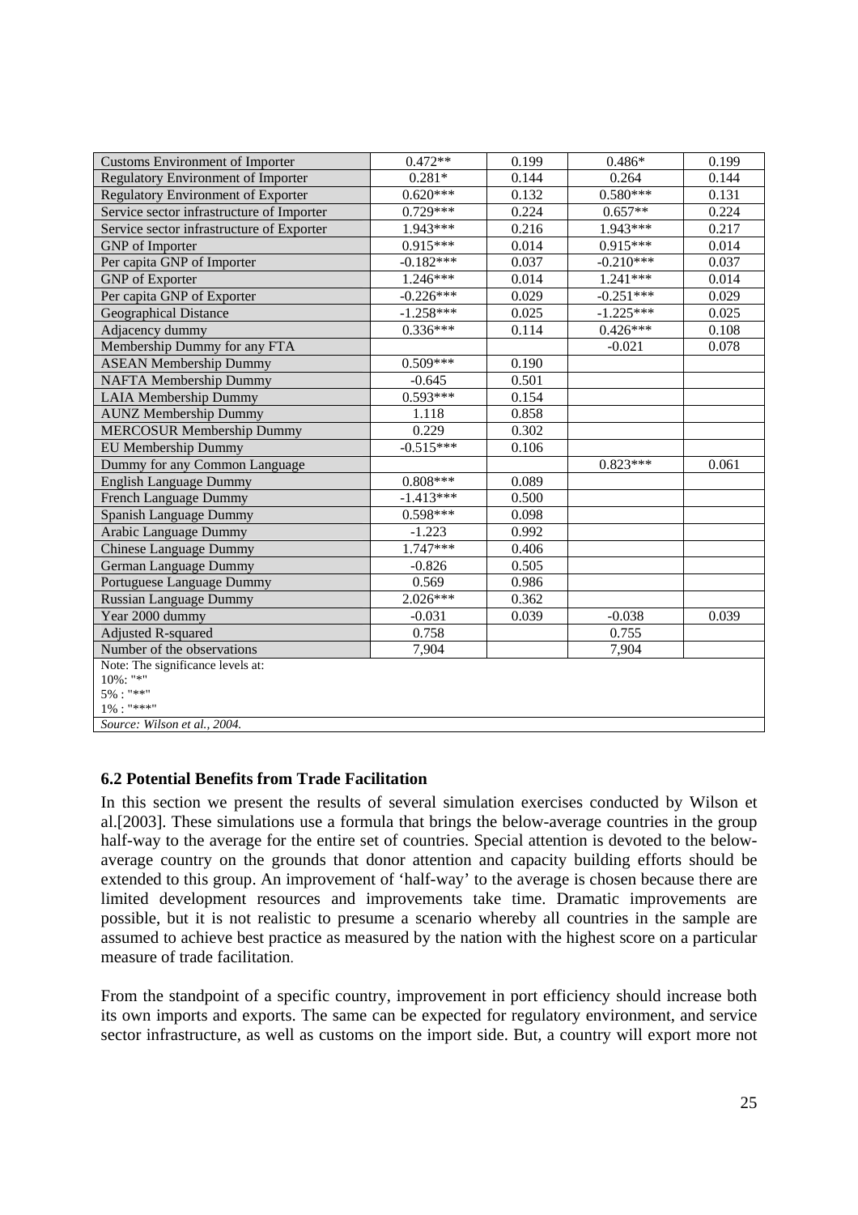| | | | | |
|---|---|---|---|---|
| Customs Environment of Importer | 0.472** | 0.199 | 0.486* | 0.199 |
| Regulatory Environment of Importer | 0.281* | 0.144 | 0.264 | 0.144 |
| Regulatory Environment of Exporter | 0.620*** | 0.132 | 0.580*** | 0.131 |
| Service sector infrastructure of Importer | 0.729*** | 0.224 | 0.657** | 0.224 |
| Service sector infrastructure of Exporter | 1.943*** | 0.216 | 1.943*** | 0.217 |
| GNP of Importer | 0.915*** | 0.014 | 0.915*** | 0.014 |
| Per capita GNP of Importer | -0.182*** | 0.037 | -0.210*** | 0.037 |
| GNP of Exporter | 1.246*** | 0.014 | 1.241*** | 0.014 |
| Per capita GNP of Exporter | -0.226*** | 0.029 | -0.251*** | 0.029 |
| Geographical Distance | -1.258*** | 0.025 | -1.225*** | 0.025 |
| Adjacency dummy | 0.336*** | 0.114 | 0.426*** | 0.108 |
| Membership Dummy for any FTA | | | -0.021 | 0.078 |
| ASEAN Membership Dummy | 0.509*** | 0.190 | | |
| NAFTA Membership Dummy | -0.645 | 0.501 | | |
| LAIA Membership Dummy | 0.593*** | 0.154 | | |
| AUNZ Membership Dummy | 1.118 | 0.858 | | |
| MERCOSUR Membership Dummy | 0.229 | 0.302 | | |
| EU Membership Dummy | -0.515*** | 0.106 | | |
| Dummy for any Common Language | | | 0.823*** | 0.061 |
| English Language Dummy | 0.808*** | 0.089 | | |
| French Language Dummy | -1.413*** | 0.500 | | |
| Spanish Language Dummy | 0.598*** | 0.098 | | |
| Arabic Language Dummy | -1.223 | 0.992 | | |
| Chinese Language Dummy | 1.747*** | 0.406 | | |
| German Language Dummy | -0.826 | 0.505 | | |
| Portuguese Language Dummy | 0.569 | 0.986 | | |
| Russian Language Dummy | 2.026*** | 0.362 | | |
| Year 2000 dummy | -0.031 | 0.039 | -0.038 | 0.039 |
| Adjusted R-squared | 0.758 | | 0.755 | |
| Number of the observations | 7,904 | | 7,904 | |

Note: The significance levels at:
10%: "*"
5% : "**"
1% : "***"

*Source: Wilson et al., 2004.*

### 6.2 Potential Benefits from Trade Facilitation

In this section we present the results of several simulation exercises conducted by Wilson et al.[2003]. These simulations use a formula that brings the below-average countries in the group half-way to the average for the entire set of countries. Special attention is devoted to the below-average country on the grounds that donor attention and capacity building efforts should be extended to this group. An improvement of 'half-way' to the average is chosen because there are limited development resources and improvements take time. Dramatic improvements are possible, but it is not realistic to presume a scenario whereby all countries in the sample are assumed to achieve best practice as measured by the nation with the highest score on a particular measure of trade facilitation.

From the standpoint of a specific country, improvement in port efficiency should increase both its own imports and exports. The same can be expected for regulatory environment, and service sector infrastructure, as well as customs on the import side. But, a country will export more not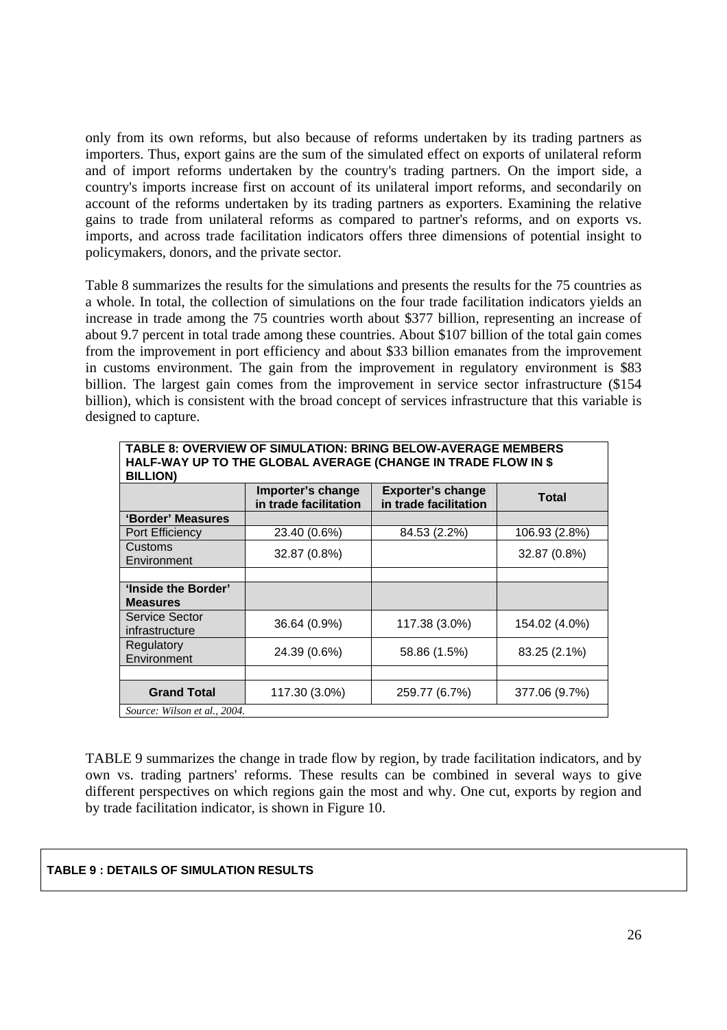only from its own reforms, but also because of reforms undertaken by its trading partners as importers. Thus, export gains are the sum of the simulated effect on exports of unilateral reform and of import reforms undertaken by the country's trading partners. On the import side, a country's imports increase first on account of its unilateral import reforms, and secondarily on account of the reforms undertaken by its trading partners as exporters. Examining the relative gains to trade from unilateral reforms as compared to partner's reforms, and on exports vs. imports, and across trade facilitation indicators offers three dimensions of potential insight to policymakers, donors, and the private sector.

Table 8 summarizes the results for the simulations and presents the results for the 75 countries as a whole. In total, the collection of simulations on the four trade facilitation indicators yields an increase in trade among the 75 countries worth about $377 billion, representing an increase of about 9.7 percent in total trade among these countries. About $107 billion of the total gain comes from the improvement in port efficiency and about $33 billion emanates from the improvement in customs environment. The gain from the improvement in regulatory environment is $83 billion. The largest gain comes from the improvement in service sector infrastructure ($154 billion), which is consistent with the broad concept of services infrastructure that this variable is designed to capture.

**TABLE 8: OVERVIEW OF SIMULATION: BRING BELOW-AVERAGE MEMBERS HALF-WAY UP TO THE GLOBAL AVERAGE (CHANGE IN TRADE FLOW IN $ BILLION)**

| | Importer's change in trade facilitation | Exporter's change in trade facilitation | Total |
|---|---|---|---|
| **'Border' Measures** | | | |
| Port Efficiency | 23.40 (0.6%) | 84.53 (2.2%) | 106.93 (2.8%) |
| Customs Environment | 32.87 (0.8%) | | 32.87 (0.8%) |
| | | | |
| **'Inside the Border' Measures** | | | |
| Service Sector infrastructure | 36.64 (0.9%) | 117.38 (3.0%) | 154.02 (4.0%) |
| Regulatory Environment | 24.39 (0.6%) | 58.86 (1.5%) | 83.25 (2.1%) |
| | | | |
| **Grand Total** | 117.30 (3.0%) | 259.77 (6.7%) | 377.06 (9.7%) |

*Source: Wilson et al., 2004.*

TABLE 9 summarizes the change in trade flow by region, by trade facilitation indicators, and by own vs. trading partners' reforms. These results can be combined in several ways to give different perspectives on which regions gain the most and why. One cut, exports by region and by trade facilitation indicator, is shown in Figure 10.

**TABLE 9 : DETAILS OF SIMULATION RESULTS**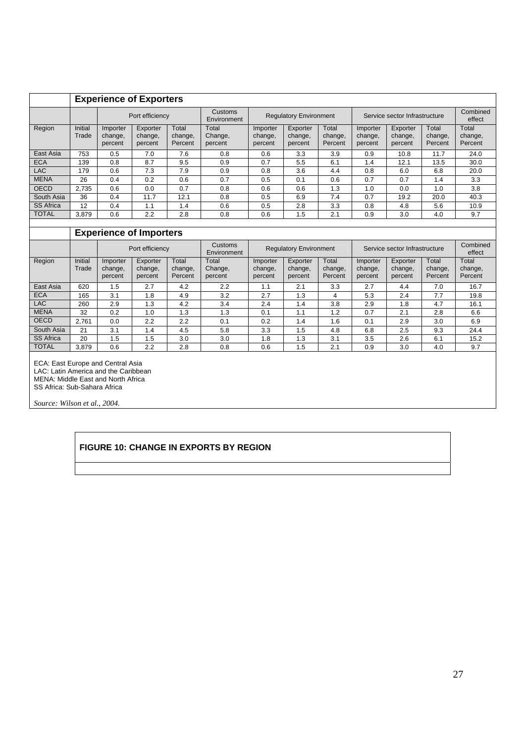**Experience of Exporters**

| | | Port efficiency | | | Customs Environment | Regulatory Environment | | | Service sector Infrastructure | | | Combined effect |
|---|---|---|---|---|---|---|---|---|---|---|---|---|
| Region | Initial Trade | Importer change, percent | Exporter change, percent | Total change, Percent | Total Change, percent | Importer change, percent | Exporter change, percent | Total change, Percent | Importer change, percent | Exporter change, percent | Total change, Percent | Total change, Percent |
| East Asia | 753 | 0.5 | 7.0 | 7.6 | 0.8 | 0.6 | 3.3 | 3.9 | 0.9 | 10.8 | 11.7 | 24.0 |
| ECA | 139 | 0.8 | 8.7 | 9.5 | 0.9 | 0.7 | 5.5 | 6.1 | 1.4 | 12.1 | 13.5 | 30.0 |
| LAC | 179 | 0.6 | 7.3 | 7.9 | 0.9 | 0.8 | 3.6 | 4.4 | 0.8 | 6.0 | 6.8 | 20.0 |
| MENA | 26 | 0.4 | 0.2 | 0.6 | 0.7 | 0.5 | 0.1 | 0.6 | 0.7 | 0.7 | 1.4 | 3.3 |
| OECD | 2,735 | 0.6 | 0.0 | 0.7 | 0.8 | 0.6 | 0.6 | 1.3 | 1.0 | 0.0 | 1.0 | 3.8 |
| South Asia | 36 | 0.4 | 11.7 | 12.1 | 0.8 | 0.5 | 6.9 | 7.4 | 0.7 | 19.2 | 20.0 | 40.3 |
| SS Africa | 12 | 0.4 | 1.1 | 1.4 | 0.6 | 0.5 | 2.8 | 3.3 | 0.8 | 4.8 | 5.6 | 10.9 |
| TOTAL | 3,879 | 0.6 | 2.2 | 2.8 | 0.8 | 0.6 | 1.5 | 2.1 | 0.9 | 3.0 | 4.0 | 9.7 |

**Experience of Importers**

| | | Port efficiency | | | Customs Environment | Regulatory Environment | | | Service sector Infrastructure | | | Combined effect |
|---|---|---|---|---|---|---|---|---|---|---|---|---|
| Region | Initial Trade | Importer change, percent | Exporter change, percent | Total change, Percent | Total Change, percent | Importer change, percent | Exporter change, percent | Total change, Percent | Importer change, percent | Exporter change, percent | Total change, Percent | Total change, Percent |
| East Asia | 620 | 1.5 | 2.7 | 4.2 | 2.2 | 1.1 | 2.1 | 3.3 | 2.7 | 4.4 | 7.0 | 16.7 |
| ECA | 165 | 3.1 | 1.8 | 4.9 | 3.2 | 2.7 | 1.3 | 4 | 5.3 | 2.4 | 7.7 | 19.8 |
| LAC | 260 | 2.9 | 1.3 | 4.2 | 3.4 | 2.4 | 1.4 | 3.8 | 2.9 | 1.8 | 4.7 | 16.1 |
| MENA | 32 | 0.2 | 1.0 | 1.3 | 1.3 | 0.1 | 1.1 | 1.2 | 0.7 | 2.1 | 2.8 | 6.6 |
| OECD | 2,761 | 0.0 | 2.2 | 2.2 | 0.1 | 0.2 | 1.4 | 1.6 | 0.1 | 2.9 | 3.0 | 6.9 |
| South Asia | 21 | 3.1 | 1.4 | 4.5 | 5.8 | 3.3 | 1.5 | 4.8 | 6.8 | 2.5 | 9.3 | 24.4 |
| SS Africa | 20 | 1.5 | 1.5 | 3.0 | 3.0 | 1.8 | 1.3 | 3.1 | 3.5 | 2.6 | 6.1 | 15.2 |
| TOTAL | 3,879 | 0.6 | 2.2 | 2.8 | 0.8 | 0.6 | 1.5 | 2.1 | 0.9 | 3.0 | 4.0 | 9.7 |

ECA: East Europe and Central Asia
LAC: Latin America and the Caribbean
MENA: Middle East and North Africa
SS Africa: Sub-Sahara Africa

*Source: Wilson et al., 2004.*

**FIGURE 10: CHANGE IN EXPORTS BY REGION**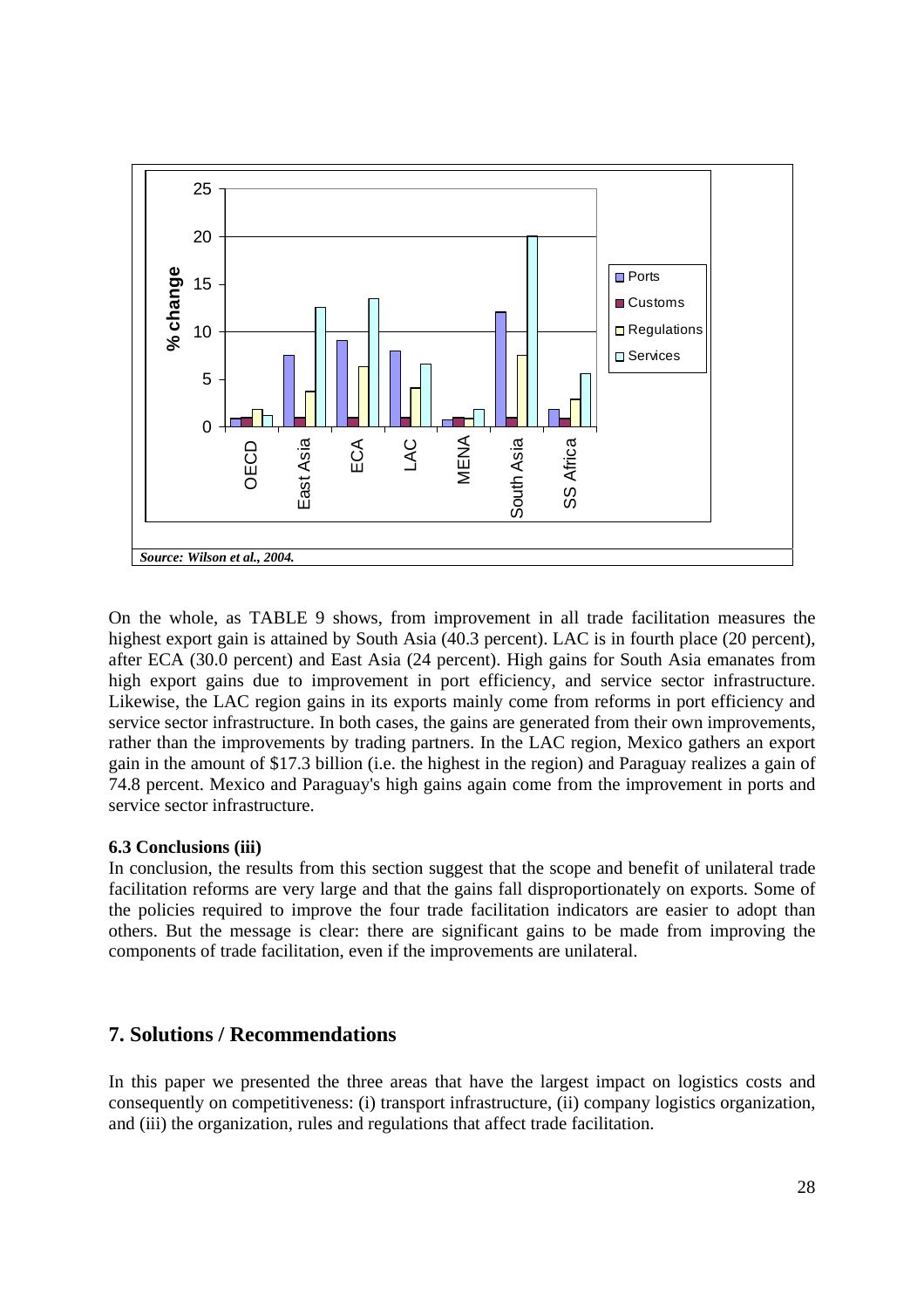Source: Wilson et al., 2004.

On the whole, as TABLE 9 shows, from improvement in all trade facilitation measures the highest export gain is attained by South Asia (40.3 percent). LAC is in fourth place (20 percent), after ECA (30.0 percent) and East Asia (24 percent). High gains for South Asia emanates from high export gains due to improvement in port efficiency, and service sector infrastructure. Likewise, the LAC region gains in its exports mainly come from reforms in port efficiency and service sector infrastructure. In both cases, the gains are generated from their own improvements, rather than the improvements by trading partners. In the LAC region, Mexico gathers an export gain in the amount of $17.3 billion (i.e. the highest in the region) and Paraguay realizes a gain of 74.8 percent. Mexico and Paraguay's high gains again come from the improvement in ports and service sector infrastructure.

**6.3 Conclusions (iii)**

In conclusion, the results from this section suggest that the scope and benefit of unilateral trade facilitation reforms are very large and that the gains fall disproportionately on exports. Some of the policies required to improve the four trade facilitation indicators are easier to adopt than others. But the message is clear: there are significant gains to be made from improving the components of trade facilitation, even if the improvements are unilateral.

## 7. Solutions / Recommendations

In this paper we presented the three areas that have the largest impact on logistics costs and consequently on competitiveness: (i) transport infrastructure, (ii) company logistics organization, and (iii) the organization, rules and regulations that affect trade facilitation.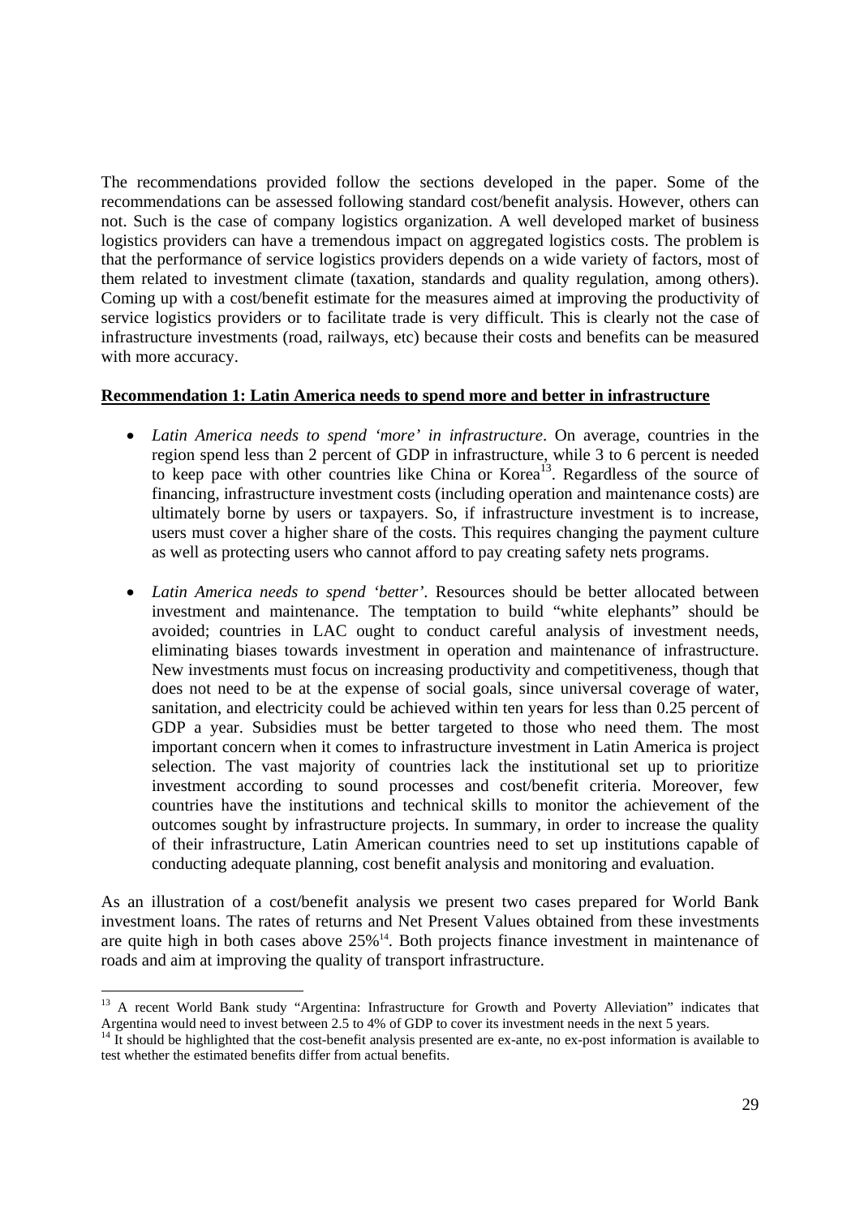The recommendations provided follow the sections developed in the paper. Some of the recommendations can be assessed following standard cost/benefit analysis. However, others can not. Such is the case of company logistics organization. A well developed market of business logistics providers can have a tremendous impact on aggregated logistics costs. The problem is that the performance of service logistics providers depends on a wide variety of factors, most of them related to investment climate (taxation, standards and quality regulation, among others). Coming up with a cost/benefit estimate for the measures aimed at improving the productivity of service logistics providers or to facilitate trade is very difficult. This is clearly not the case of infrastructure investments (road, railways, etc) because their costs and benefits can be measured with more accuracy.

**Recommendation 1: Latin America needs to spend more and better in infrastructure**

- *Latin America needs to spend 'more' in infrastructure*. On average, countries in the region spend less than 2 percent of GDP in infrastructure, while 3 to 6 percent is needed to keep pace with other countries like China or Korea[13]. Regardless of the source of financing, infrastructure investment costs (including operation and maintenance costs) are ultimately borne by users or taxpayers. So, if infrastructure investment is to increase, users must cover a higher share of the costs. This requires changing the payment culture as well as protecting users who cannot afford to pay creating safety nets programs.

- *Latin America needs to spend 'better'*. Resources should be better allocated between investment and maintenance. The temptation to build "white elephants" should be avoided; countries in LAC ought to conduct careful analysis of investment needs, eliminating biases towards investment in operation and maintenance of infrastructure. New investments must focus on increasing productivity and competitiveness, though that does not need to be at the expense of social goals, since universal coverage of water, sanitation, and electricity could be achieved within ten years for less than 0.25 percent of GDP a year. Subsidies must be better targeted to those who need them. The most important concern when it comes to infrastructure investment in Latin America is project selection. The vast majority of countries lack the institutional set up to prioritize investment according to sound processes and cost/benefit criteria. Moreover, few countries have the institutions and technical skills to monitor the achievement of the outcomes sought by infrastructure projects. In summary, in order to increase the quality of their infrastructure, Latin American countries need to set up institutions capable of conducting adequate planning, cost benefit analysis and monitoring and evaluation.

As an illustration of a cost/benefit analysis we present two cases prepared for World Bank investment loans. The rates of returns and Net Present Values obtained from these investments are quite high in both cases above 25%[14]. Both projects finance investment in maintenance of roads and aim at improving the quality of transport infrastructure.

---

[13] A recent World Bank study "Argentina: Infrastructure for Growth and Poverty Alleviation" indicates that Argentina would need to invest between 2.5 to 4% of GDP to cover its investment needs in the next 5 years.

[14] It should be highlighted that the cost-benefit analysis presented are ex-ante, no ex-post information is available to test whether the estimated benefits differ from actual benefits.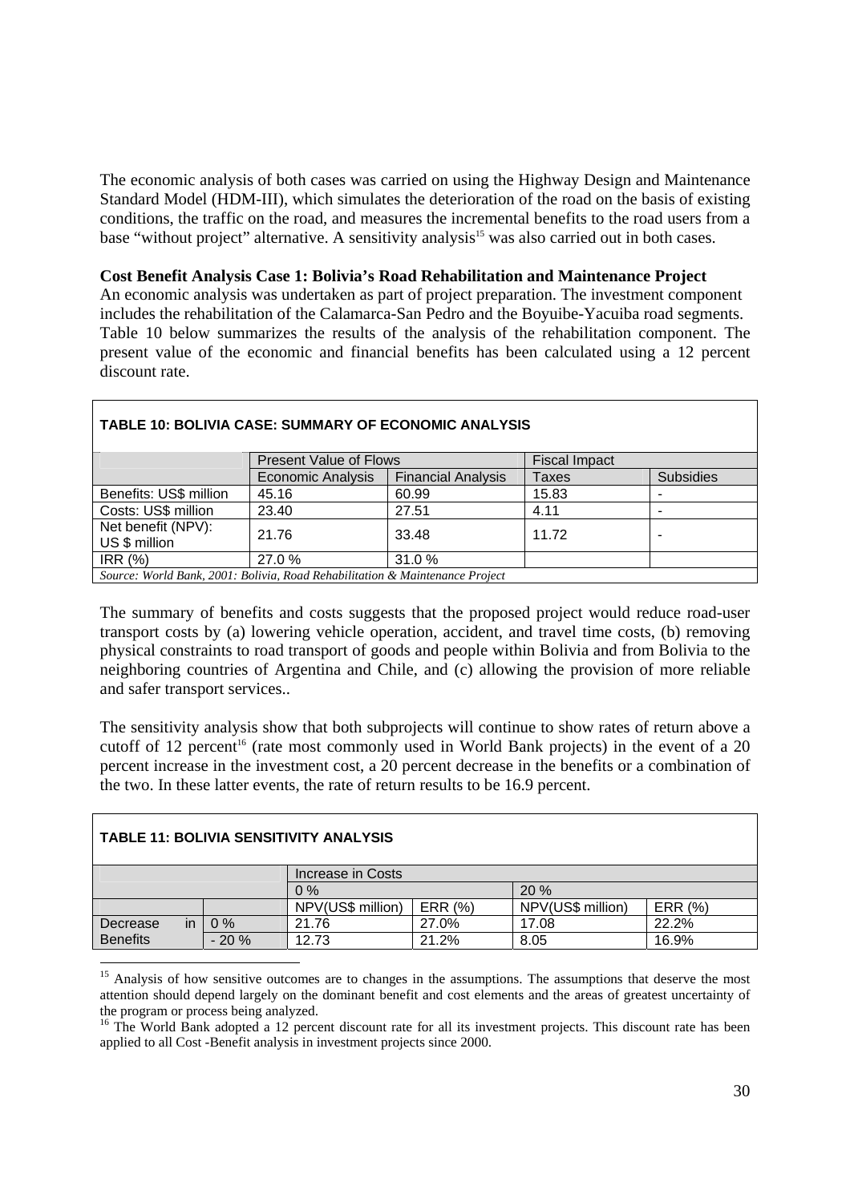The economic analysis of both cases was carried on using the Highway Design and Maintenance Standard Model (HDM-III), which simulates the deterioration of the road on the basis of existing conditions, the traffic on the road, and measures the incremental benefits to the road users from a base "without project" alternative. A sensitivity analysis[15] was also carried out in both cases.

**Cost Benefit Analysis Case 1: Bolivia's Road Rehabilitation and Maintenance Project**

An economic analysis was undertaken as part of project preparation. The investment component includes the rehabilitation of the Calamarca-San Pedro and the Boyuibe-Yacuiba road segments. Table 10 below summarizes the results of the analysis of the rehabilitation component. The present value of the economic and financial benefits has been calculated using a 12 percent discount rate.

**TABLE 10: BOLIVIA CASE: SUMMARY OF ECONOMIC ANALYSIS**

| | Present Value of Flows | | Fiscal Impact | |
|---|---|---|---|---|
| | Economic Analysis | Financial Analysis | Taxes | Subsidies |
| Benefits: US$ million | 45.16 | 60.99 | 15.83 | - |
| Costs: US$ million | 23.40 | 27.51 | 4.11 | - |
| Net benefit (NPV): US $ million | 21.76 | 33.48 | 11.72 | - |
| IRR (%) | 27.0 % | 31.0 % | | |

*Source: World Bank, 2001: Bolivia, Road Rehabilitation & Maintenance Project*

The summary of benefits and costs suggests that the proposed project would reduce road-user transport costs by (a) lowering vehicle operation, accident, and travel time costs, (b) removing physical constraints to road transport of goods and people within Bolivia and from Bolivia to the neighboring countries of Argentina and Chile, and (c) allowing the provision of more reliable and safer transport services..

The sensitivity analysis show that both subprojects will continue to show rates of return above a cutoff of 12 percent[16] (rate most commonly used in World Bank projects) in the event of a 20 percent increase in the investment cost, a 20 percent decrease in the benefits or a combination of the two. In these latter events, the rate of return results to be 16.9 percent.

**TABLE 11: BOLIVIA SENSITIVITY ANALYSIS**

| | | Increase in Costs | | | |
|---|---|---|---|---|---|
| | | 0 % | | 20 % | |
| | | NPV(US$ million) | ERR (%) | NPV(US$ million) | ERR (%) |
| Decrease in Benefits | 0 % | 21.76 | 27.0% | 17.08 | 22.2% |
| | - 20 % | 12.73 | 21.2% | 8.05 | 16.9% |

[15] Analysis of how sensitive outcomes are to changes in the assumptions. The assumptions that deserve the most attention should depend largely on the dominant benefit and cost elements and the areas of greatest uncertainty of the program or process being analyzed.

[16] The World Bank adopted a 12 percent discount rate for all its investment projects. This discount rate has been applied to all Cost -Benefit analysis in investment projects since 2000.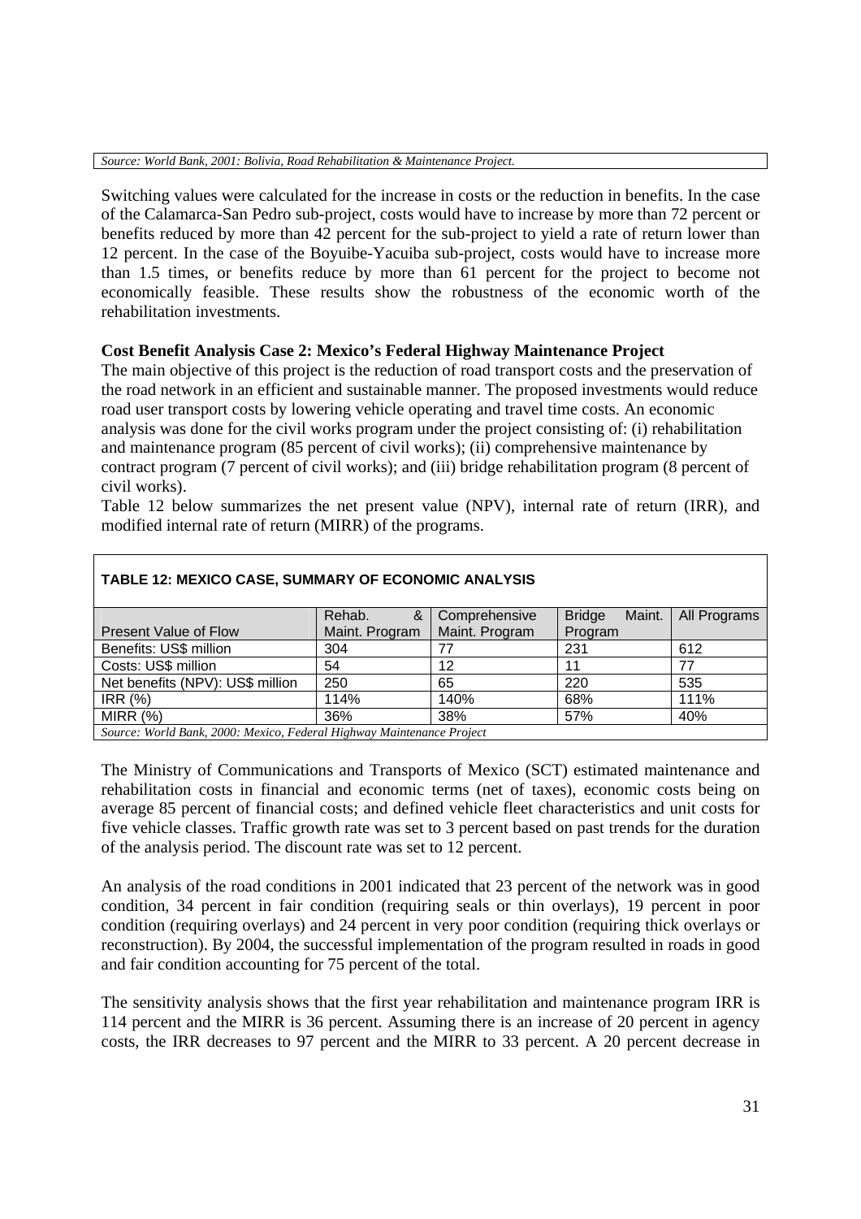*Source: World Bank, 2001: Bolivia, Road Rehabilitation & Maintenance Project.*

Switching values were calculated for the increase in costs or the reduction in benefits. In the case of the Calamarca-San Pedro sub-project, costs would have to increase by more than 72 percent or benefits reduced by more than 42 percent for the sub-project to yield a rate of return lower than 12 percent. In the case of the Boyuibe-Yacuiba sub-project, costs would have to increase more than 1.5 times, or benefits reduce by more than 61 percent for the project to become not economically feasible. These results show the robustness of the economic worth of the rehabilitation investments.

**Cost Benefit Analysis Case 2: Mexico's Federal Highway Maintenance Project**

The main objective of this project is the reduction of road transport costs and the preservation of the road network in an efficient and sustainable manner. The proposed investments would reduce road user transport costs by lowering vehicle operating and travel time costs. An economic analysis was done for the civil works program under the project consisting of: (i) rehabilitation and maintenance program (85 percent of civil works); (ii) comprehensive maintenance by contract program (7 percent of civil works); and (iii) bridge rehabilitation program (8 percent of civil works).

Table 12 below summarizes the net present value (NPV), internal rate of return (IRR), and modified internal rate of return (MIRR) of the programs.

**TABLE 12: MEXICO CASE, SUMMARY OF ECONOMIC ANALYSIS**

| Present Value of Flow | Rehab. & Maint. Program | Comprehensive Maint. Program | Bridge Maint. Program | All Programs |
|---|---|---|---|---|
| Benefits: US$ million | 304 | 77 | 231 | 612 |
| Costs: US$ million | 54 | 12 | 11 | 77 |
| Net benefits (NPV): US$ million | 250 | 65 | 220 | 535 |
| IRR (%) | 114% | 140% | 68% | 111% |
| MIRR (%) | 36% | 38% | 57% | 40% |

*Source: World Bank, 2000: Mexico, Federal Highway Maintenance Project*

The Ministry of Communications and Transports of Mexico (SCT) estimated maintenance and rehabilitation costs in financial and economic terms (net of taxes), economic costs being on average 85 percent of financial costs; and defined vehicle fleet characteristics and unit costs for five vehicle classes. Traffic growth rate was set to 3 percent based on past trends for the duration of the analysis period. The discount rate was set to 12 percent.

An analysis of the road conditions in 2001 indicated that 23 percent of the network was in good condition, 34 percent in fair condition (requiring seals or thin overlays), 19 percent in poor condition (requiring overlays) and 24 percent in very poor condition (requiring thick overlays or reconstruction). By 2004, the successful implementation of the program resulted in roads in good and fair condition accounting for 75 percent of the total.

The sensitivity analysis shows that the first year rehabilitation and maintenance program IRR is 114 percent and the MIRR is 36 percent. Assuming there is an increase of 20 percent in agency costs, the IRR decreases to 97 percent and the MIRR to 33 percent. A 20 percent decrease in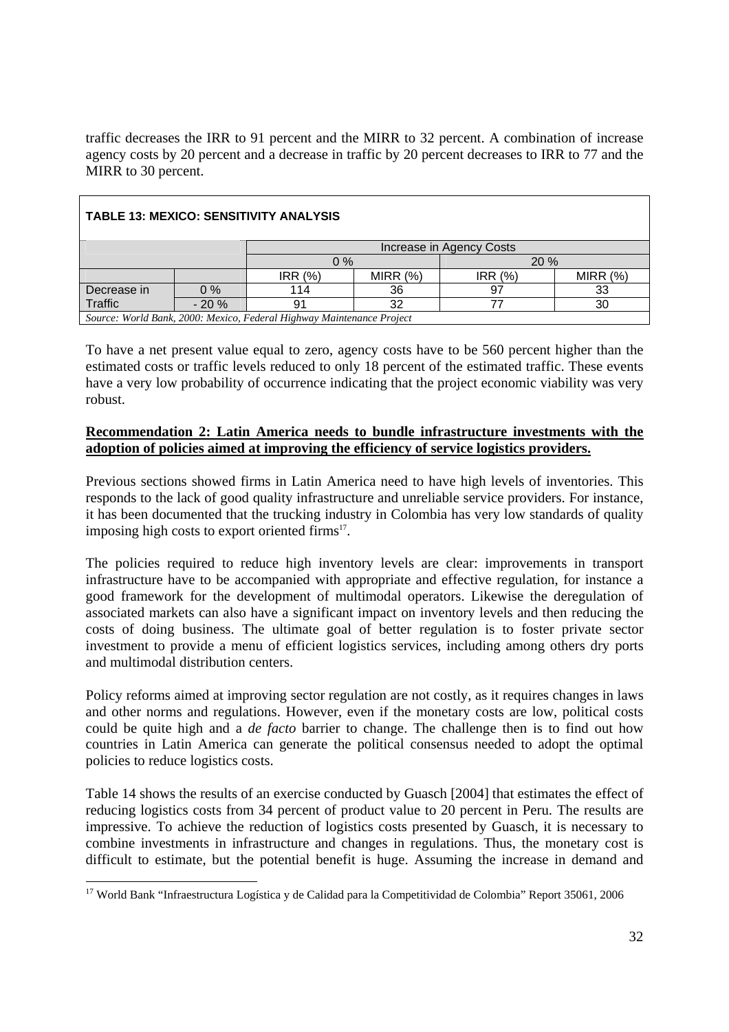traffic decreases the IRR to 91 percent and the MIRR to 32 percent. A combination of increase agency costs by 20 percent and a decrease in traffic by 20 percent decreases to IRR to 77 and the MIRR to 30 percent.

**TABLE 13: MEXICO: SENSITIVITY ANALYSIS**

| | | Increase in Agency Costs | | | |
|---|---|---|---|---|---|
| | | 0 % | | 20 % | |
| | | IRR (%) | MIRR (%) | IRR (%) | MIRR (%) |
| Decrease in | 0 % | 114 | 36 | 97 | 33 |
| Traffic | - 20 % | 91 | 32 | 77 | 30 |

*Source: World Bank, 2000: Mexico, Federal Highway Maintenance Project*

To have a net present value equal to zero, agency costs have to be 560 percent higher than the estimated costs or traffic levels reduced to only 18 percent of the estimated traffic. These events have a very low probability of occurrence indicating that the project economic viability was very robust.

**Recommendation 2: Latin America needs to bundle infrastructure investments with the adoption of policies aimed at improving the efficiency of service logistics providers.**

Previous sections showed firms in Latin America need to have high levels of inventories. This responds to the lack of good quality infrastructure and unreliable service providers. For instance, it has been documented that the trucking industry in Colombia has very low standards of quality imposing high costs to export oriented firms[17].

The policies required to reduce high inventory levels are clear: improvements in transport infrastructure have to be accompanied with appropriate and effective regulation, for instance a good framework for the development of multimodal operators. Likewise the deregulation of associated markets can also have a significant impact on inventory levels and then reducing the costs of doing business. The ultimate goal of better regulation is to foster private sector investment to provide a menu of efficient logistics services, including among others dry ports and multimodal distribution centers.

Policy reforms aimed at improving sector regulation are not costly, as it requires changes in laws and other norms and regulations. However, even if the monetary costs are low, political costs could be quite high and a *de facto* barrier to change. The challenge then is to find out how countries in Latin America can generate the political consensus needed to adopt the optimal policies to reduce logistics costs.

Table 14 shows the results of an exercise conducted by Guasch [2004] that estimates the effect of reducing logistics costs from 34 percent of product value to 20 percent in Peru. The results are impressive. To achieve the reduction of logistics costs presented by Guasch, it is necessary to combine investments in infrastructure and changes in regulations. Thus, the monetary cost is difficult to estimate, but the potential benefit is huge. Assuming the increase in demand and

[17] World Bank "Infraestructura Logística y de Calidad para la Competitividad de Colombia" Report 35061, 2006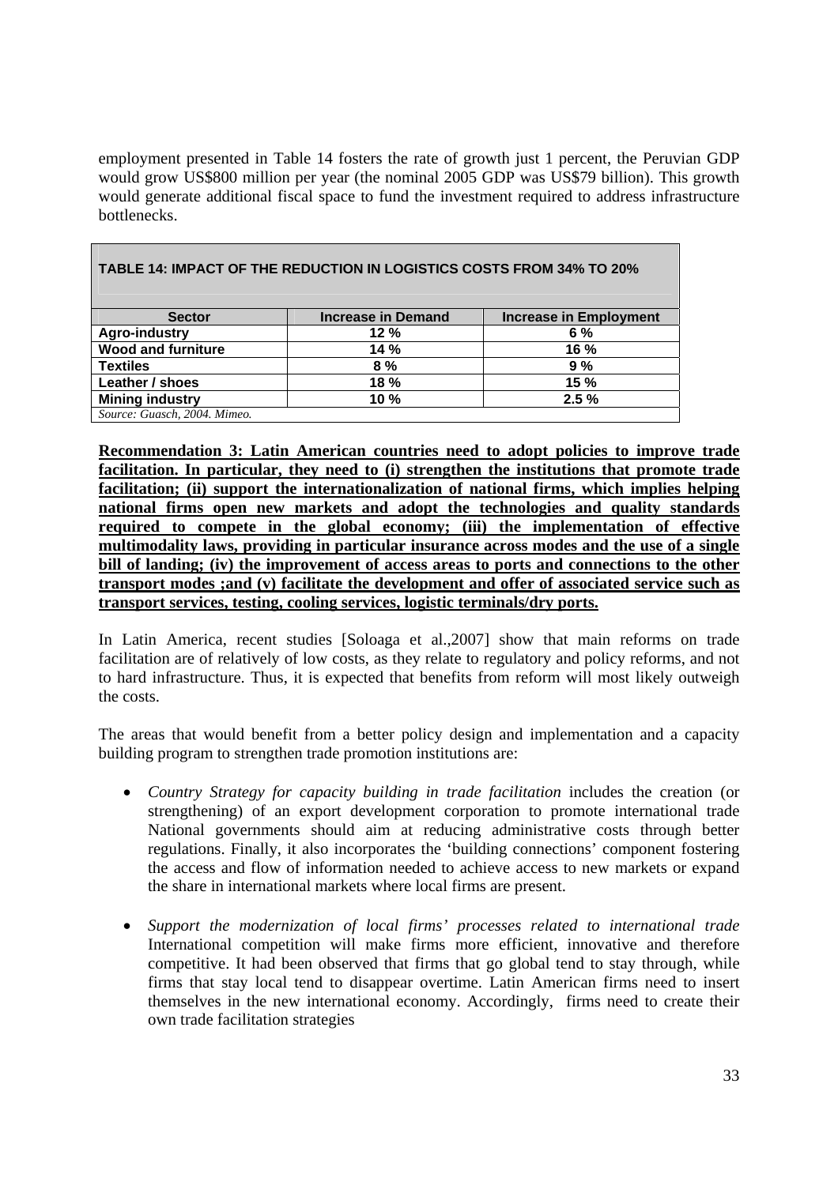employment presented in Table 14 fosters the rate of growth just 1 percent, the Peruvian GDP would grow US$800 million per year (the nominal 2005 GDP was US$79 billion). This growth would generate additional fiscal space to fund the investment required to address infrastructure bottlenecks.

**TABLE 14: IMPACT OF THE REDUCTION IN LOGISTICS COSTS FROM 34% TO 20%**

| Sector | Increase in Demand | Increase in Employment |
|---|---|---|
| **Agro-industry** | **12 %** | **6 %** |
| **Wood and furniture** | **14 %** | **16 %** |
| **Textiles** | **8 %** | **9 %** |
| **Leather / shoes** | **18 %** | **15 %** |
| **Mining industry** | **10 %** | **2.5 %** |

*Source: Guasch, 2004. Mimeo.*

**Recommendation 3: Latin American countries need to adopt policies to improve trade facilitation. In particular, they need to (i) strengthen the institutions that promote trade facilitation; (ii) support the internationalization of national firms, which implies helping national firms open new markets and adopt the technologies and quality standards required to compete in the global economy; (iii) the implementation of effective multimodality laws, providing in particular insurance across modes and the use of a single bill of landing; (iv) the improvement of access areas to ports and connections to the other transport modes ;and (v) facilitate the development and offer of associated service such as transport services, testing, cooling services, logistic terminals/dry ports.**

In Latin America, recent studies [Soloaga et al.,2007] show that main reforms on trade facilitation are of relatively of low costs, as they relate to regulatory and policy reforms, and not to hard infrastructure. Thus, it is expected that benefits from reform will most likely outweigh the costs.

The areas that would benefit from a better policy design and implementation and a capacity building program to strengthen trade promotion institutions are:

- *Country Strategy for capacity building in trade facilitation* includes the creation (or strengthening) of an export development corporation to promote international trade National governments should aim at reducing administrative costs through better regulations. Finally, it also incorporates the 'building connections' component fostering the access and flow of information needed to achieve access to new markets or expand the share in international markets where local firms are present.

- *Support the modernization of local firms' processes related to international trade* International competition will make firms more efficient, innovative and therefore competitive. It had been observed that firms that go global tend to stay through, while firms that stay local tend to disappear overtime. Latin American firms need to insert themselves in the new international economy. Accordingly, firms need to create their own trade facilitation strategies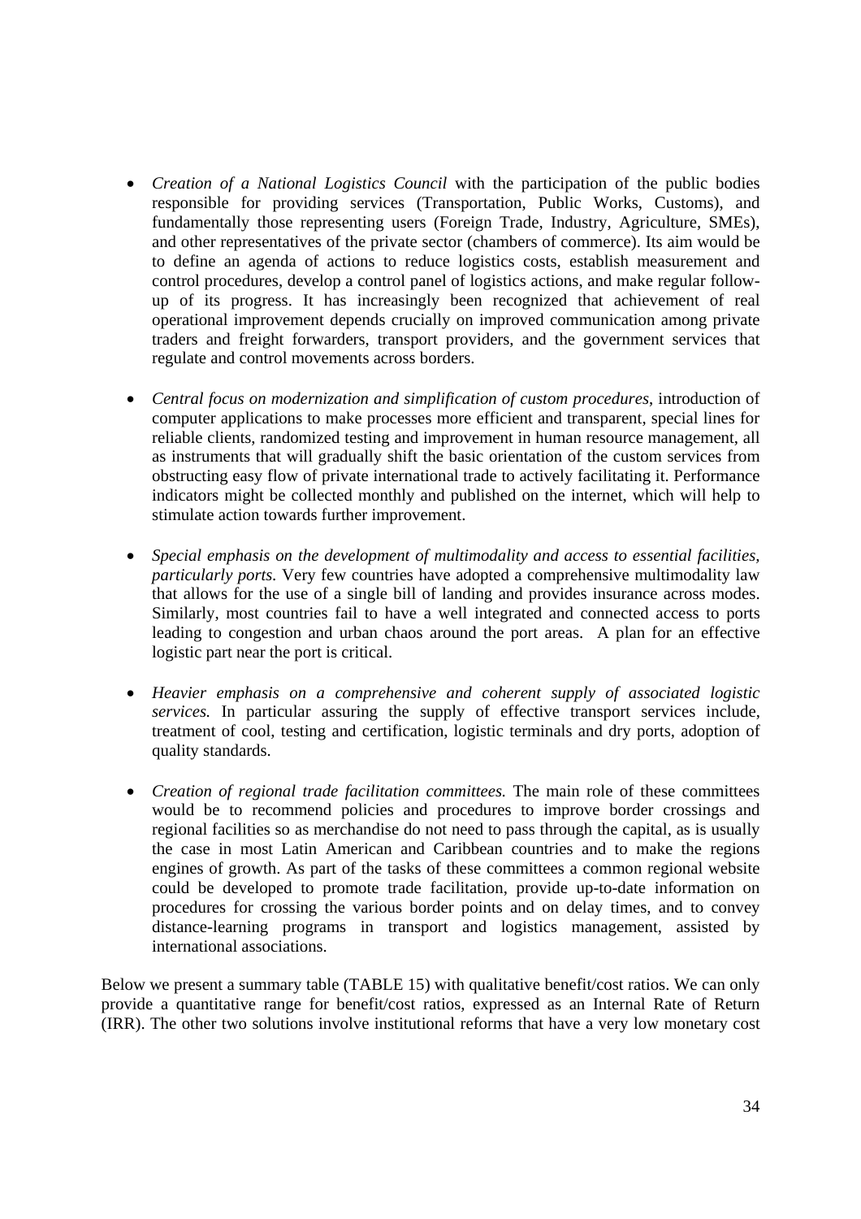- *Creation of a National Logistics Council* with the participation of the public bodies responsible for providing services (Transportation, Public Works, Customs), and fundamentally those representing users (Foreign Trade, Industry, Agriculture, SMEs), and other representatives of the private sector (chambers of commerce). Its aim would be to define an agenda of actions to reduce logistics costs, establish measurement and control procedures, develop a control panel of logistics actions, and make regular follow-up of its progress. It has increasingly been recognized that achievement of real operational improvement depends crucially on improved communication among private traders and freight forwarders, transport providers, and the government services that regulate and control movements across borders.

- *Central focus on modernization and simplification of custom procedures*, introduction of computer applications to make processes more efficient and transparent, special lines for reliable clients, randomized testing and improvement in human resource management, all as instruments that will gradually shift the basic orientation of the custom services from obstructing easy flow of private international trade to actively facilitating it. Performance indicators might be collected monthly and published on the internet, which will help to stimulate action towards further improvement.

- *Special emphasis on the development of multimodality and access to essential facilities, particularly ports.* Very few countries have adopted a comprehensive multimodality law that allows for the use of a single bill of landing and provides insurance across modes. Similarly, most countries fail to have a well integrated and connected access to ports leading to congestion and urban chaos around the port areas. A plan for an effective logistic part near the port is critical.

- *Heavier emphasis on a comprehensive and coherent supply of associated logistic services.* In particular assuring the supply of effective transport services include, treatment of cool, testing and certification, logistic terminals and dry ports, adoption of quality standards.

- *Creation of regional trade facilitation committees.* The main role of these committees would be to recommend policies and procedures to improve border crossings and regional facilities so as merchandise do not need to pass through the capital, as is usually the case in most Latin American and Caribbean countries and to make the regions engines of growth. As part of the tasks of these committees a common regional website could be developed to promote trade facilitation, provide up-to-date information on procedures for crossing the various border points and on delay times, and to convey distance-learning programs in transport and logistics management, assisted by international associations.

Below we present a summary table (TABLE 15) with qualitative benefit/cost ratios. We can only provide a quantitative range for benefit/cost ratios, expressed as an Internal Rate of Return (IRR). The other two solutions involve institutional reforms that have a very low monetary cost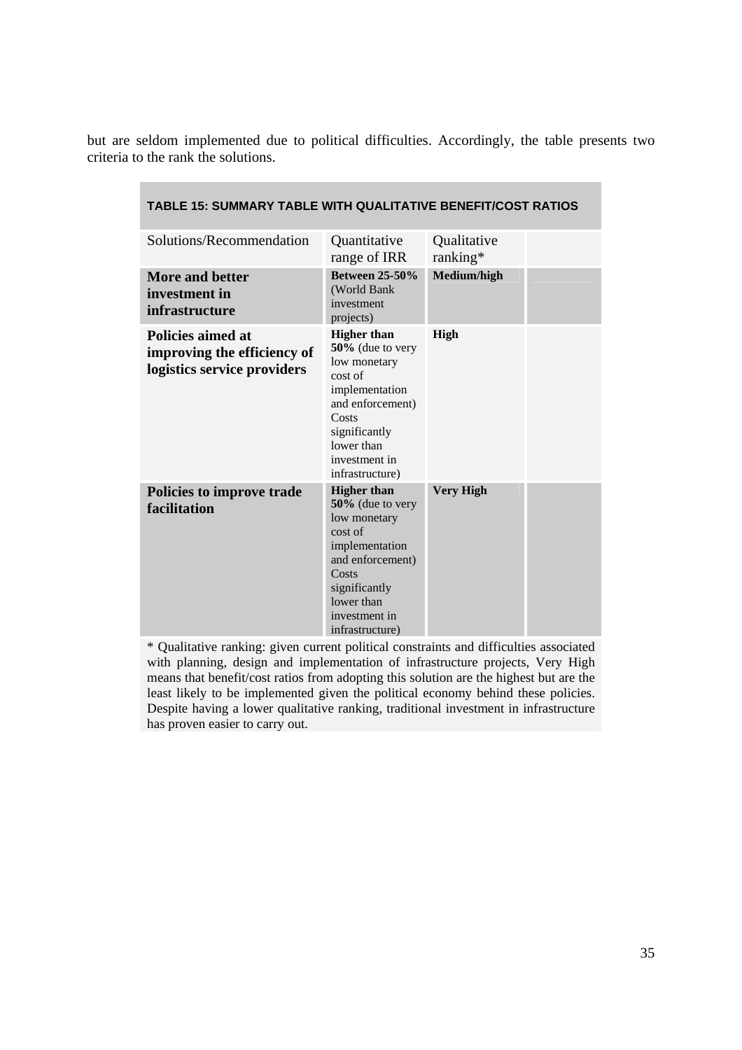but are seldom implemented due to political difficulties. Accordingly, the table presents two criteria to the rank the solutions.

**TABLE 15: SUMMARY TABLE WITH QUALITATIVE BENEFIT/COST RATIOS**

| Solutions/Recommendation | Quantitative range of IRR | Qualitative ranking* | |
|---|---|---|---|
| **More and better investment in infrastructure** | **Between 25-50%** (World Bank investment projects) | **Medium/high** | |
| **Policies aimed at improving the efficiency of logistics service providers** | **Higher than 50%** (due to very low monetary cost of implementation and enforcement) Costs significantly lower than investment in infrastructure) | **High** | |
| **Policies to improve trade facilitation** | **Higher than 50%** (due to very low monetary cost of implementation and enforcement) Costs significantly lower than investment in infrastructure) | **Very High** | |

\* Qualitative ranking: given current political constraints and difficulties associated with planning, design and implementation of infrastructure projects, Very High means that benefit/cost ratios from adopting this solution are the highest but are the least likely to be implemented given the political economy behind these policies. Despite having a lower qualitative ranking, traditional investment in infrastructure has proven easier to carry out.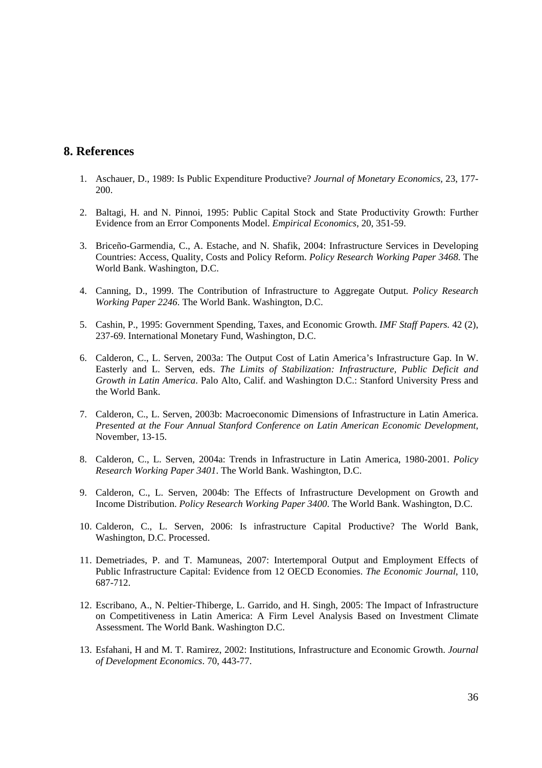## 8. References

1. Aschauer, D., 1989: Is Public Expenditure Productive? *Journal of Monetary Economics*, 23, 177-200.

2. Baltagi, H. and N. Pinnoi, 1995: Public Capital Stock and State Productivity Growth: Further Evidence from an Error Components Model. *Empirical Economics*, 20, 351-59.

3. Briceño-Garmendia, C., A. Estache, and N. Shafik, 2004: Infrastructure Services in Developing Countries: Access, Quality, Costs and Policy Reform. *Policy Research Working Paper 3468*. The World Bank. Washington, D.C.

4. Canning, D., 1999. The Contribution of Infrastructure to Aggregate Output. *Policy Research Working Paper 2246*. The World Bank. Washington, D.C.

5. Cashin, P., 1995: Government Spending, Taxes, and Economic Growth. *IMF Staff Papers.* 42 (2), 237-69. International Monetary Fund, Washington, D.C.

6. Calderon, C., L. Serven, 2003a: The Output Cost of Latin America's Infrastructure Gap. In W. Easterly and L. Serven, eds. *The Limits of Stabilization: Infrastructure, Public Deficit and Growth in Latin America*. Palo Alto, Calif. and Washington D.C.: Stanford University Press and the World Bank.

7. Calderon, C., L. Serven, 2003b: Macroeconomic Dimensions of Infrastructure in Latin America. *Presented at the Four Annual Stanford Conference on Latin American Economic Development*, November, 13-15.

8. Calderon, C., L. Serven, 2004a: Trends in Infrastructure in Latin America, 1980-2001. *Policy Research Working Paper 3401*. The World Bank. Washington, D.C.

9. Calderon, C., L. Serven, 2004b: The Effects of Infrastructure Development on Growth and Income Distribution. *Policy Research Working Paper 3400*. The World Bank. Washington, D.C.

10. Calderon, C., L. Serven, 2006: Is infrastructure Capital Productive? The World Bank, Washington, D.C. Processed.

11. Demetriades, P. and T. Mamuneas, 2007: Intertemporal Output and Employment Effects of Public Infrastructure Capital: Evidence from 12 OECD Economies. *The Economic Journal*, 110, 687-712.

12. Escribano, A., N. Peltier-Thiberge, L. Garrido, and H. Singh, 2005: The Impact of Infrastructure on Competitiveness in Latin America: A Firm Level Analysis Based on Investment Climate Assessment. The World Bank. Washington D.C.

13. Esfahani, H and M. T. Ramirez, 2002: Institutions, Infrastructure and Economic Growth. *Journal of Development Economics*. 70, 443-77.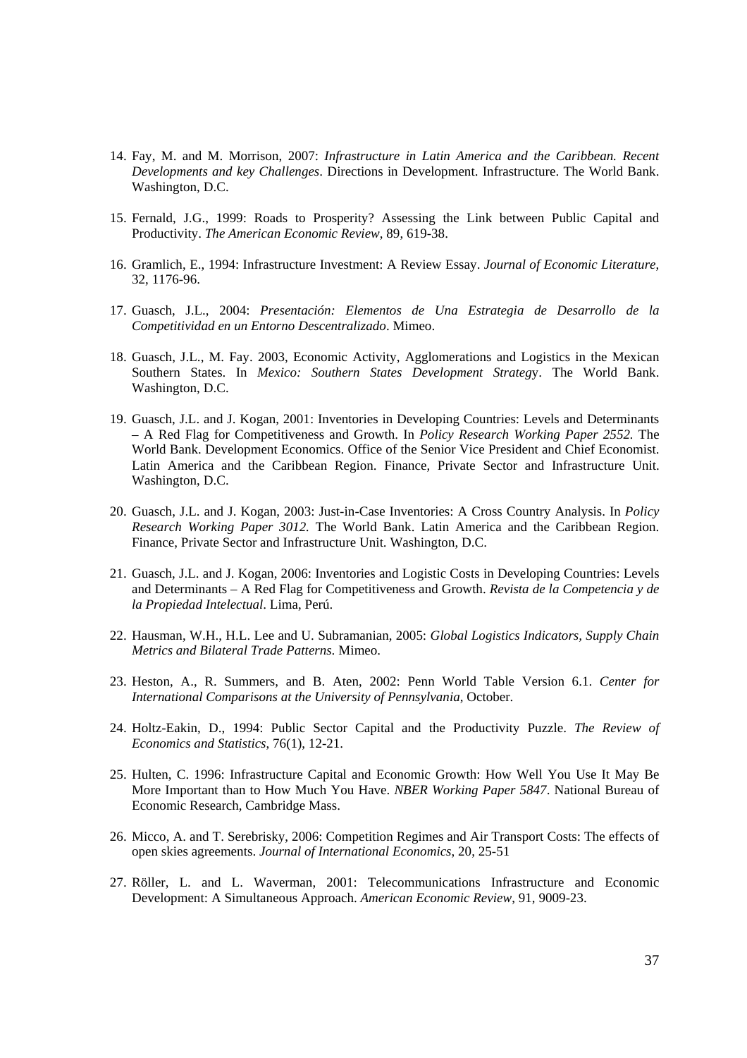14. Fay, M. and M. Morrison, 2007: *Infrastructure in Latin America and the Caribbean. Recent Developments and key Challenges*. Directions in Development. Infrastructure. The World Bank. Washington, D.C.

15. Fernald, J.G., 1999: Roads to Prosperity? Assessing the Link between Public Capital and Productivity. *The American Economic Review*, 89, 619-38.

16. Gramlich, E., 1994: Infrastructure Investment: A Review Essay. *Journal of Economic Literature*, 32, 1176-96.

17. Guasch, J.L., 2004: *Presentación: Elementos de Una Estrategia de Desarrollo de la Competitividad en un Entorno Descentralizado*. Mimeo.

18. Guasch, J.L., M. Fay. 2003, Economic Activity, Agglomerations and Logistics in the Mexican Southern States. In *Mexico: Southern States Development Strateg*y. The World Bank. Washington, D.C.

19. Guasch, J.L. and J. Kogan, 2001: Inventories in Developing Countries: Levels and Determinants – A Red Flag for Competitiveness and Growth. In *Policy Research Working Paper 2552.* The World Bank. Development Economics. Office of the Senior Vice President and Chief Economist. Latin America and the Caribbean Region. Finance, Private Sector and Infrastructure Unit. Washington, D.C.

20. Guasch, J.L. and J. Kogan, 2003: Just-in-Case Inventories: A Cross Country Analysis. In *Policy Research Working Paper 3012.* The World Bank. Latin America and the Caribbean Region. Finance, Private Sector and Infrastructure Unit. Washington, D.C.

21. Guasch, J.L. and J. Kogan, 2006: Inventories and Logistic Costs in Developing Countries: Levels and Determinants – A Red Flag for Competitiveness and Growth. *Revista de la Competencia y de la Propiedad Intelectual*. Lima, Perú.

22. Hausman, W.H., H.L. Lee and U. Subramanian, 2005: *Global Logistics Indicators, Supply Chain Metrics and Bilateral Trade Patterns*. Mimeo.

23. Heston, A., R. Summers, and B. Aten, 2002: Penn World Table Version 6.1. *Center for International Comparisons at the University of Pennsylvania*, October.

24. Holtz-Eakin, D., 1994: Public Sector Capital and the Productivity Puzzle. *The Review of Economics and Statistics*, 76(1), 12-21.

25. Hulten, C. 1996: Infrastructure Capital and Economic Growth: How Well You Use It May Be More Important than to How Much You Have. *NBER Working Paper 5847*. National Bureau of Economic Research, Cambridge Mass.

26. Micco, A. and T. Serebrisky, 2006: Competition Regimes and Air Transport Costs: The effects of open skies agreements. *Journal of International Economics*, 20, 25-51

27. Röller, L. and L. Waverman, 2001: Telecommunications Infrastructure and Economic Development: A Simultaneous Approach. *American Economic Review*, 91, 9009-23.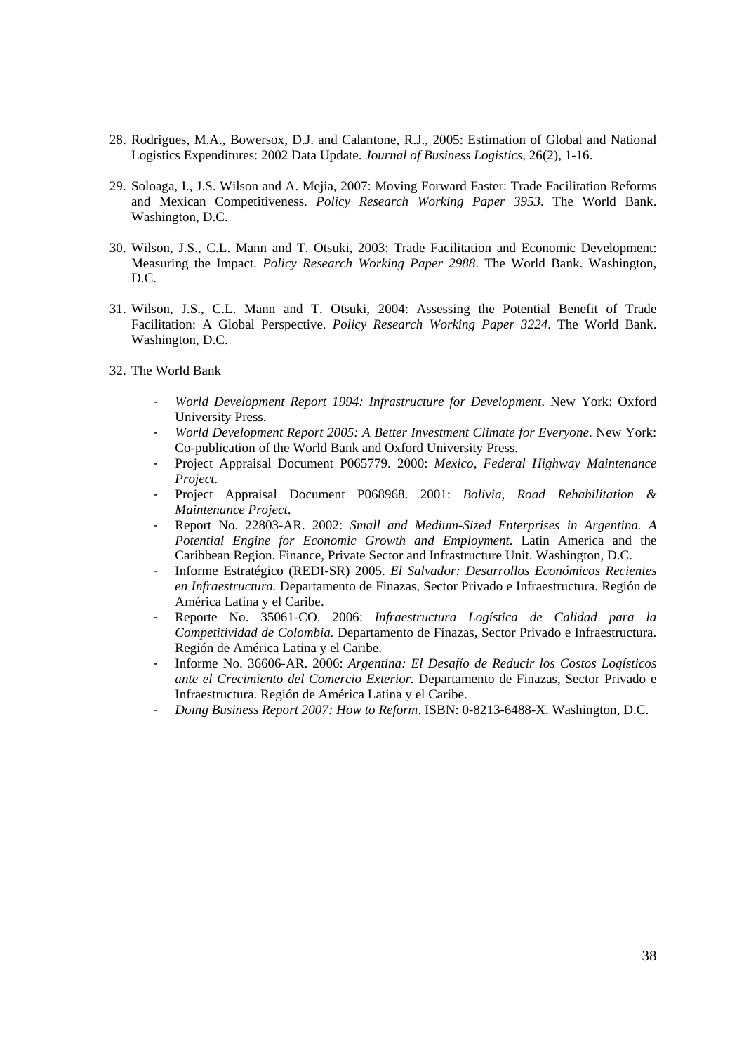28. Rodrigues, M.A., Bowersox, D.J. and Calantone, R.J., 2005: Estimation of Global and National Logistics Expenditures: 2002 Data Update. *Journal of Business Logistics*, 26(2), 1-16.

29. Soloaga, I., J.S. Wilson and A. Mejia, 2007: Moving Forward Faster: Trade Facilitation Reforms and Mexican Competitiveness. *Policy Research Working Paper 3953*. The World Bank. Washington, D.C.

30. Wilson, J.S., C.L. Mann and T. Otsuki, 2003: Trade Facilitation and Economic Development: Measuring the Impact. *Policy Research Working Paper 2988*. The World Bank. Washington, D.C.

31. Wilson, J.S., C.L. Mann and T. Otsuki, 2004: Assessing the Potential Benefit of Trade Facilitation: A Global Perspective. *Policy Research Working Paper 3224*. The World Bank. Washington, D.C.

32. The World Bank

    - *World Development Report 1994: Infrastructure for Development*. New York: Oxford University Press.
    - *World Development Report 2005: A Better Investment Climate for Everyone*. New York: Co-publication of the World Bank and Oxford University Press.
    - Project Appraisal Document P065779. 2000: *Mexico, Federal Highway Maintenance Project*.
    - Project Appraisal Document P068968. 2001: *Bolivia, Road Rehabilitation & Maintenance Project*.
    - Report No. 22803-AR. 2002: *Small and Medium-Sized Enterprises in Argentina. A Potential Engine for Economic Growth and Employment*. Latin America and the Caribbean Region. Finance, Private Sector and Infrastructure Unit. Washington, D.C.
    - Informe Estratégico (REDI-SR) 2005. *El Salvador: Desarrollos Económicos Recientes en Infraestructura.* Departamento de Finazas, Sector Privado e Infraestructura. Región de América Latina y el Caribe.
    - Reporte No. 35061-CO. 2006: *Infraestructura Logística de Calidad para la Competitividad de Colombia.* Departamento de Finazas, Sector Privado e Infraestructura. Región de América Latina y el Caribe.
    - Informe No. 36606-AR. 2006: *Argentina: El Desafío de Reducir los Costos Logísticos ante el Crecimiento del Comercio Exterior.* Departamento de Finazas, Sector Privado e Infraestructura. Región de América Latina y el Caribe.
    - *Doing Business Report 2007: How to Reform*. ISBN: 0-8213-6488-X. Washington, D.C.